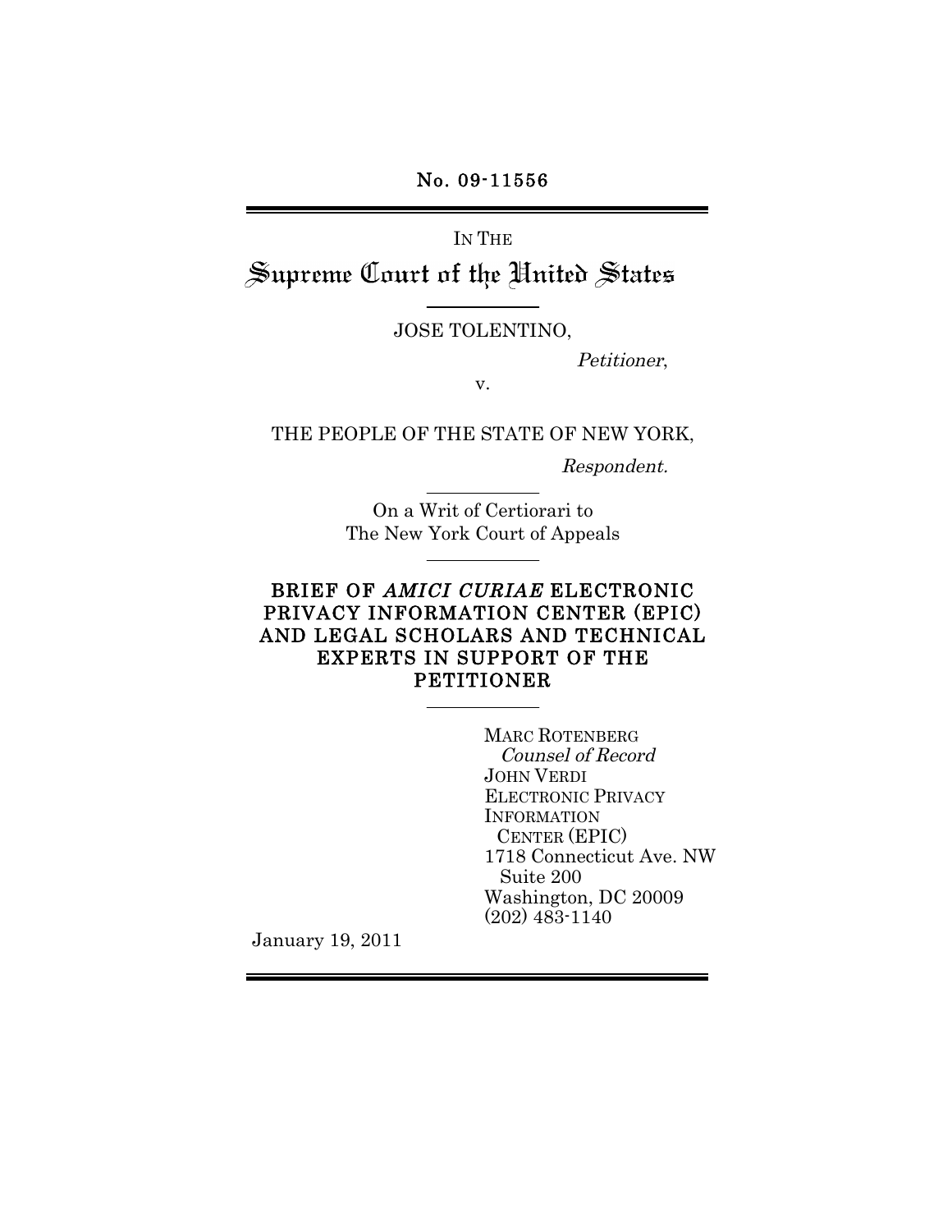No. 09-11556

IN THE

# Supreme Court of the United States

JOSE TOLENTINO,

*Petitioner*,

v.

THE PEOPLE OF THE STATE OF NEW YORK,

*Respondent.*

On a Writ of Certiorari to
The New York Court of Appeals

## BRIEF OF *AMICI CURIAE* ELECTRONIC PRIVACY INFORMATION CENTER (EPIC) AND LEGAL SCHOLARS AND TECHNICAL EXPERTS IN SUPPORT OF THE PETITIONER

MARC ROTENBERG
*Counsel of Record*
JOHN VERDI
ELECTRONIC PRIVACY INFORMATION CENTER (EPIC)
1718 Connecticut Ave. NW
Suite 200
Washington, DC 20009
(202) 483-1140

January 19, 2011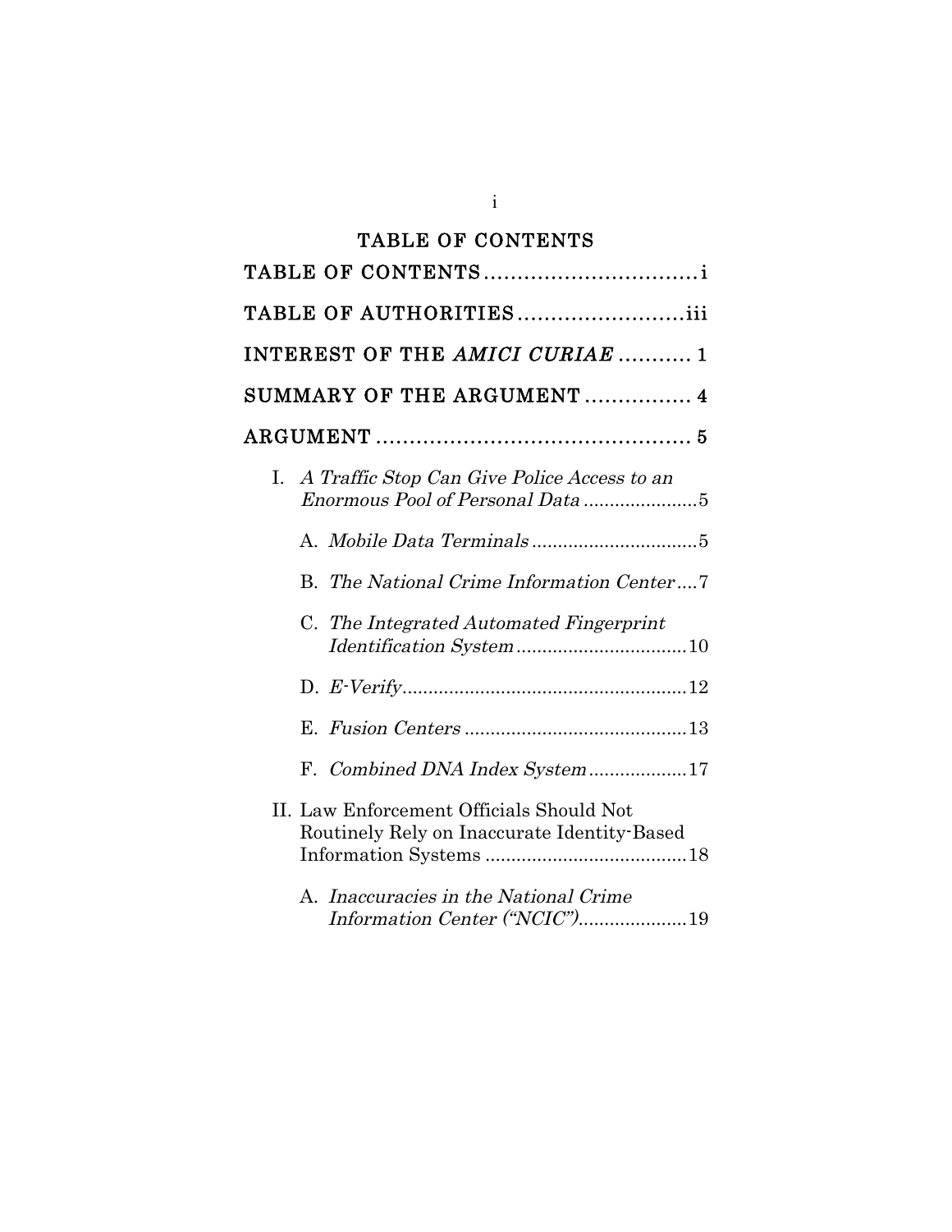## TABLE OF CONTENTS

TABLE OF CONTENTS ................................ i

TABLE OF AUTHORITIES ......................... iii

INTEREST OF THE *AMICI CURIAE* ........... 1

SUMMARY OF THE ARGUMENT ................ 4

ARGUMENT ............................................... 5

I. *A Traffic Stop Can Give Police Access to an Enormous Pool of Personal Data* ...................... 5

  A. *Mobile Data Terminals* ................................ 5

  B. *The National Crime Information Center* .... 7

  C. *The Integrated Automated Fingerprint Identification System* ................................. 10

  D. *E-Verify* ....................................................... 12

  E. *Fusion Centers* ........................................... 13

  F. *Combined DNA Index System* ................... 17

II. Law Enforcement Officials Should Not Routinely Rely on Inaccurate Identity-Based Information Systems ....................................... 18

  A. *Inaccuracies in the National Crime Information Center ("NCIC")* ..................... 19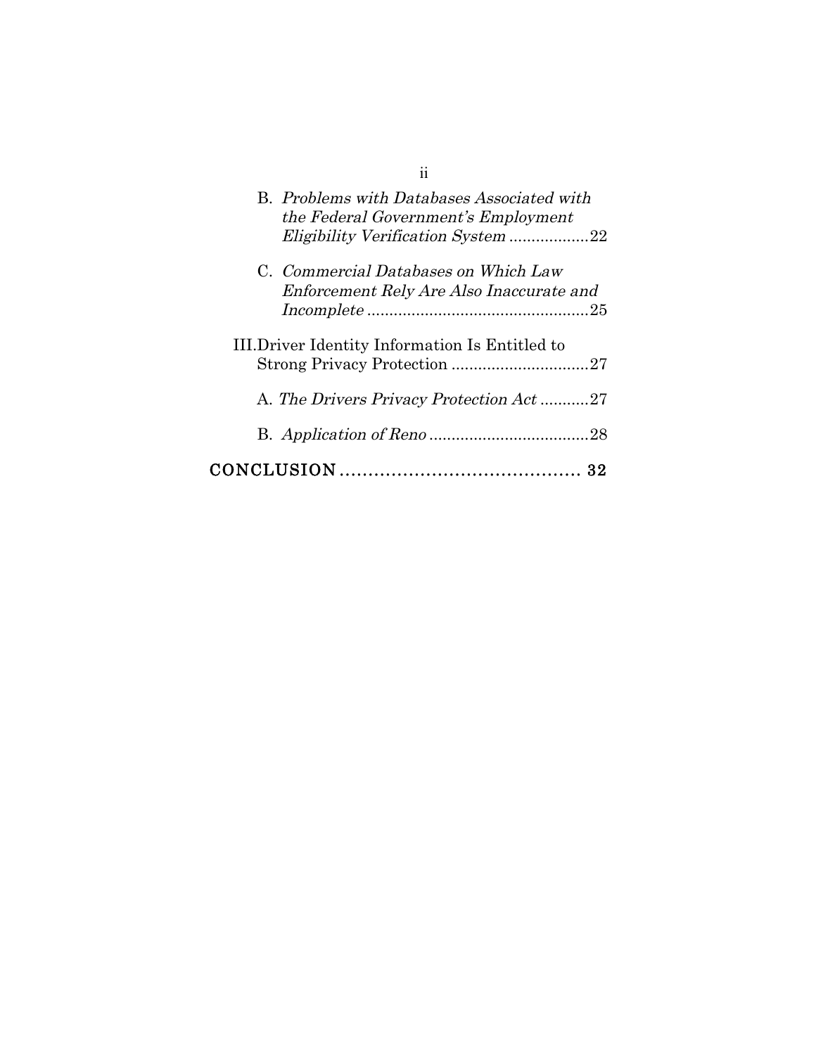B. *Problems with Databases Associated with the Federal Government's Employment Eligibility Verification System* ..................22

C. *Commercial Databases on Which Law Enforcement Rely Are Also Inaccurate and Incomplete* ..................................................25

III. Driver Identity Information Is Entitled to Strong Privacy Protection ...............................27

A. *The Drivers Privacy Protection Act* ...........27

B. *Application of Reno* ....................................28

CONCLUSION .......................................... 32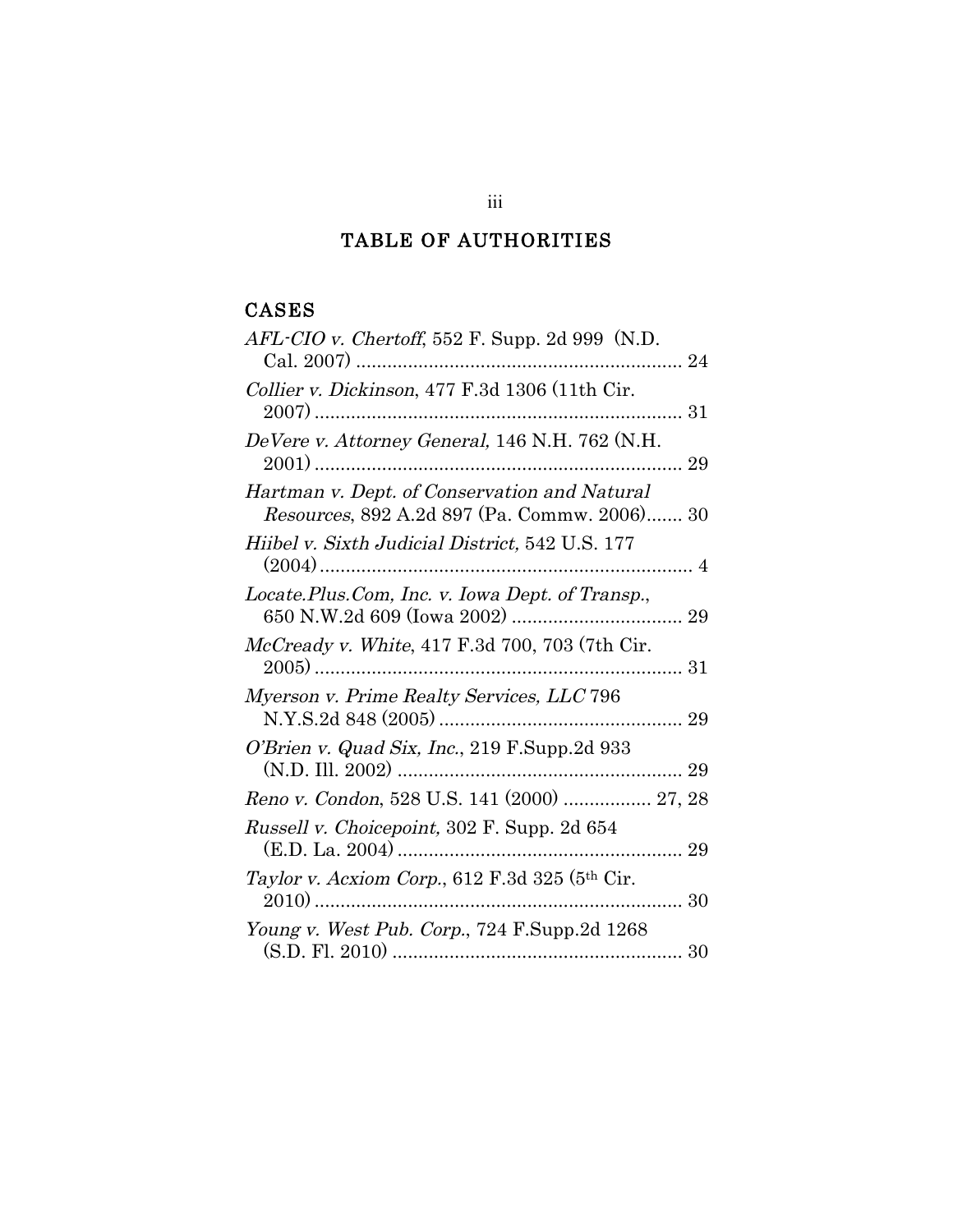# TABLE OF AUTHORITIES

## CASES

*AFL-CIO v. Chertoff*, 552 F. Supp. 2d 999 (N.D. Cal. 2007) ............................................................... 24

*Collier v. Dickinson*, 477 F.3d 1306 (11th Cir. 2007) ....................................................................... 31

*DeVere v. Attorney General,* 146 N.H. 762 (N.H. 2001) ....................................................................... 29

*Hartman v. Dept. of Conservation and Natural Resources*, 892 A.2d 897 (Pa. Commw. 2006)....... 30

*Hiibel v. Sixth Judicial District,* 542 U.S. 177 (2004) ........................................................................ 4

*Locate.Plus.Com, Inc. v. Iowa Dept. of Transp.*, 650 N.W.2d 609 (Iowa 2002) ................................. 29

*McCready v. White*, 417 F.3d 700, 703 (7th Cir. 2005) ....................................................................... 31

*Myerson v. Prime Realty Services, LLC* 796 N.Y.S.2d 848 (2005) ............................................... 29

*O'Brien v. Quad Six, Inc.*, 219 F.Supp.2d 933 (N.D. Ill. 2002) ....................................................... 29

*Reno v. Condon*, 528 U.S. 141 (2000) ................. 27, 28

*Russell v. Choicepoint,* 302 F. Supp. 2d 654 (E.D. La. 2004) ....................................................... 29

*Taylor v. Acxiom Corp.*, 612 F.3d 325 (5th Cir. 2010) ....................................................................... 30

*Young v. West Pub. Corp.*, 724 F.Supp.2d 1268 (S.D. Fl. 2010) ........................................................ 30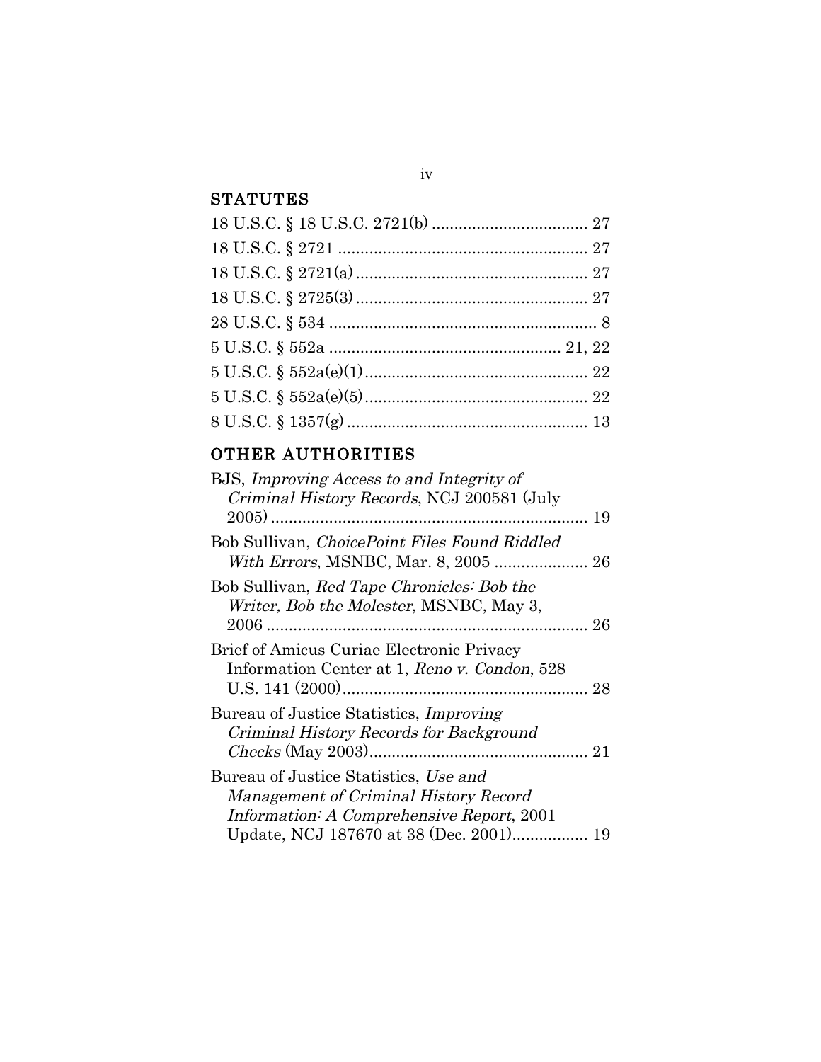## STATUTES

18 U.S.C. § 18 U.S.C. 2721(b) .................................. 27

18 U.S.C. § 2721 ....................................................... 27

18 U.S.C. § 2721(a) .................................................. 27

18 U.S.C. § 2725(3) .................................................. 27

28 U.S.C. § 534 ............................................................ 8

5 U.S.C. § 552a .................................................. 21, 22

5 U.S.C. § 552a(e)(1) ................................................. 22

5 U.S.C. § 552a(e)(5) ................................................. 22

8 U.S.C. § 1357(g) ...................................................... 13

## OTHER AUTHORITIES

BJS, *Improving Access to and Integrity of Criminal History Records*, NCJ 200581 (July 2005) ....................................................................... 19

Bob Sullivan, *ChoicePoint Files Found Riddled With Errors*, MSNBC, Mar. 8, 2005 ..................... 26

Bob Sullivan, *Red Tape Chronicles: Bob the Writer, Bob the Molester*, MSNBC, May 3, 2006 ........................................................................ 26

Brief of Amicus Curiae Electronic Privacy Information Center at 1, *Reno v. Condon*, 528 U.S. 141 (2000) ...................................................... 28

Bureau of Justice Statistics, *Improving Criminal History Records for Background Checks* (May 2003) ................................................ 21

Bureau of Justice Statistics, *Use and Management of Criminal History Record Information: A Comprehensive Report*, 2001 Update, NCJ 187670 at 38 (Dec. 2001)................ 19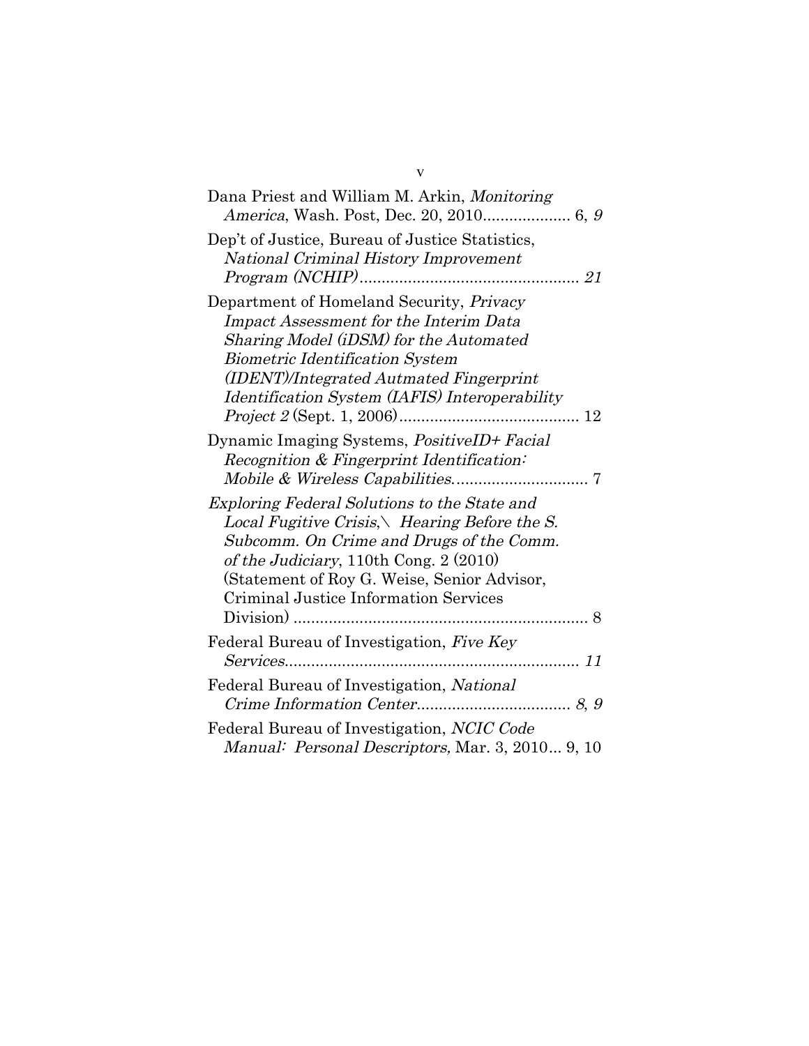Dana Priest and William M. Arkin, *Monitoring America*, Wash. Post, Dec. 20, 2010.................... 6, *9*

Dep't of Justice, Bureau of Justice Statistics, *National Criminal History Improvement Program (NCHIP)*................................................. *21*

Department of Homeland Security, *Privacy Impact Assessment for the Interim Data Sharing Model (iDSM) for the Automated Biometric Identification System (IDENT)/Integrated Autmated Fingerprint Identification System (IAFIS) Interoperability Project 2* (Sept. 1, 2006)......................................... 12

Dynamic Imaging Systems, *PositiveID+ Facial Recognition & Fingerprint Identification: Mobile & Wireless Capabilities*.............................. 7

*Exploring Federal Solutions to the State and Local Fugitive Crisis,\ Hearing Before the S. Subcomm. On Crime and Drugs of the Comm. of the Judiciary*, 110th Cong. 2 (2010) (Statement of Roy G. Weise, Senior Advisor, Criminal Justice Information Services Division) .................................................................. 8

Federal Bureau of Investigation, *Five Key Services*.................................................................. *11*

Federal Bureau of Investigation, *National Crime Information Center*.................................. *8*, *9*

Federal Bureau of Investigation, *NCIC Code Manual: Personal Descriptors,* Mar. 3, 2010... 9, 10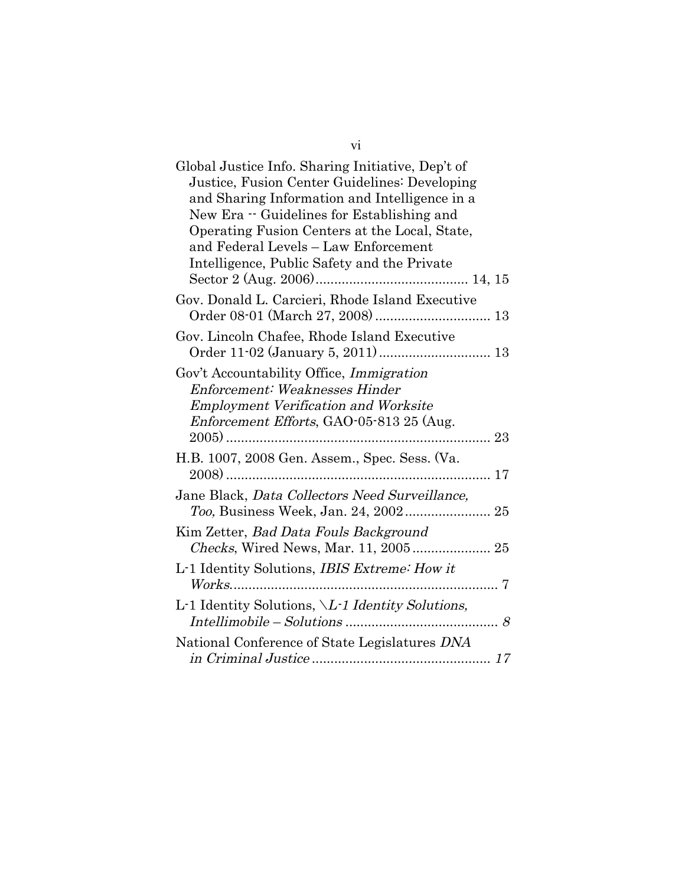Global Justice Info. Sharing Initiative, Dep't of Justice, Fusion Center Guidelines: Developing and Sharing Information and Intelligence in a New Era -- Guidelines for Establishing and Operating Fusion Centers at the Local, State, and Federal Levels – Law Enforcement Intelligence, Public Safety and the Private Sector 2 (Aug. 2006)........................................ 14, 15

Gov. Donald L. Carcieri, Rhode Island Executive Order 08-01 (March 27, 2008).............................. 13

Gov. Lincoln Chafee, Rhode Island Executive Order 11-02 (January 5, 2011)............................. 13

Gov't Accountability Office, *Immigration Enforcement: Weaknesses Hinder Employment Verification and Worksite Enforcement Efforts*, GAO-05-813 25 (Aug. 2005)...................................................................... 23

H.B. 1007, 2008 Gen. Assem., Spec. Sess. (Va. 2008)...................................................................... 17

Jane Black, *Data Collectors Need Surveillance, Too,* Business Week, Jan. 24, 2002...................... 25

Kim Zetter, *Bad Data Fouls Background Checks*, Wired News, Mar. 11, 2005.................... 25

L-1 Identity Solutions, *IBIS Extreme: How it Works*....................................................................... 7

L-1 Identity Solutions, \*L-1 Identity Solutions, Intellimobile – Solutions*......................................... *8*

National Conference of State Legislatures *DNA in Criminal Justice*............................................... *17*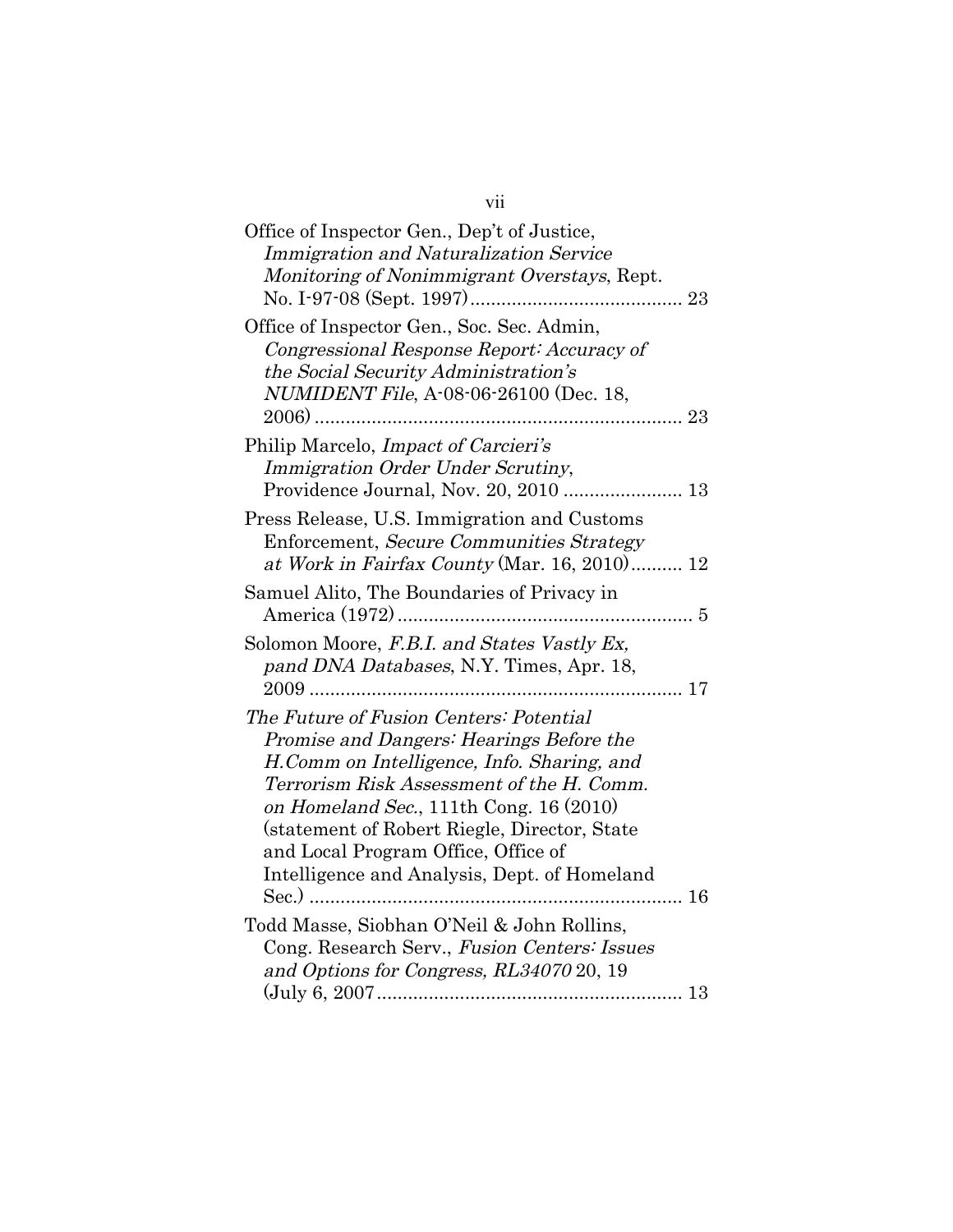Office of Inspector Gen., Dep't of Justice, *Immigration and Naturalization Service Monitoring of Nonimmigrant Overstays*, Rept. No. I-97-08 (Sept. 1997) ........................................ 23

Office of Inspector Gen., Soc. Sec. Admin, *Congressional Response Report: Accuracy of the Social Security Administration's NUMIDENT File*, A-08-06-26100 (Dec. 18, 2006) ...................................................................... 23

Philip Marcelo, *Impact of Carcieri's Immigration Order Under Scrutiny*, Providence Journal, Nov. 20, 2010 ....................... 13

Press Release, U.S. Immigration and Customs Enforcement, *Secure Communities Strategy at Work in Fairfax County* (Mar. 16, 2010).......... 12

Samuel Alito, The Boundaries of Privacy in America (1972) ......................................................... 5

Solomon Moore, *F.B.I. and States Vastly Ex, pand DNA Databases*, N.Y. Times, Apr. 18, 2009 ....................................................................... 17

*The Future of Fusion Centers: Potential Promise and Dangers: Hearings Before the H.Comm on Intelligence, Info. Sharing, and Terrorism Risk Assessment of the H. Comm. on Homeland Sec.*, 111th Cong. 16 (2010) (statement of Robert Riegle, Director, State and Local Program Office, Office of Intelligence and Analysis, Dept. of Homeland Sec.) ....................................................................... 16

Todd Masse, Siobhan O'Neil & John Rollins, Cong. Research Serv., *Fusion Centers: Issues and Options for Congress, RL34070* 20, 19 (July 6, 2007.......................................................... 13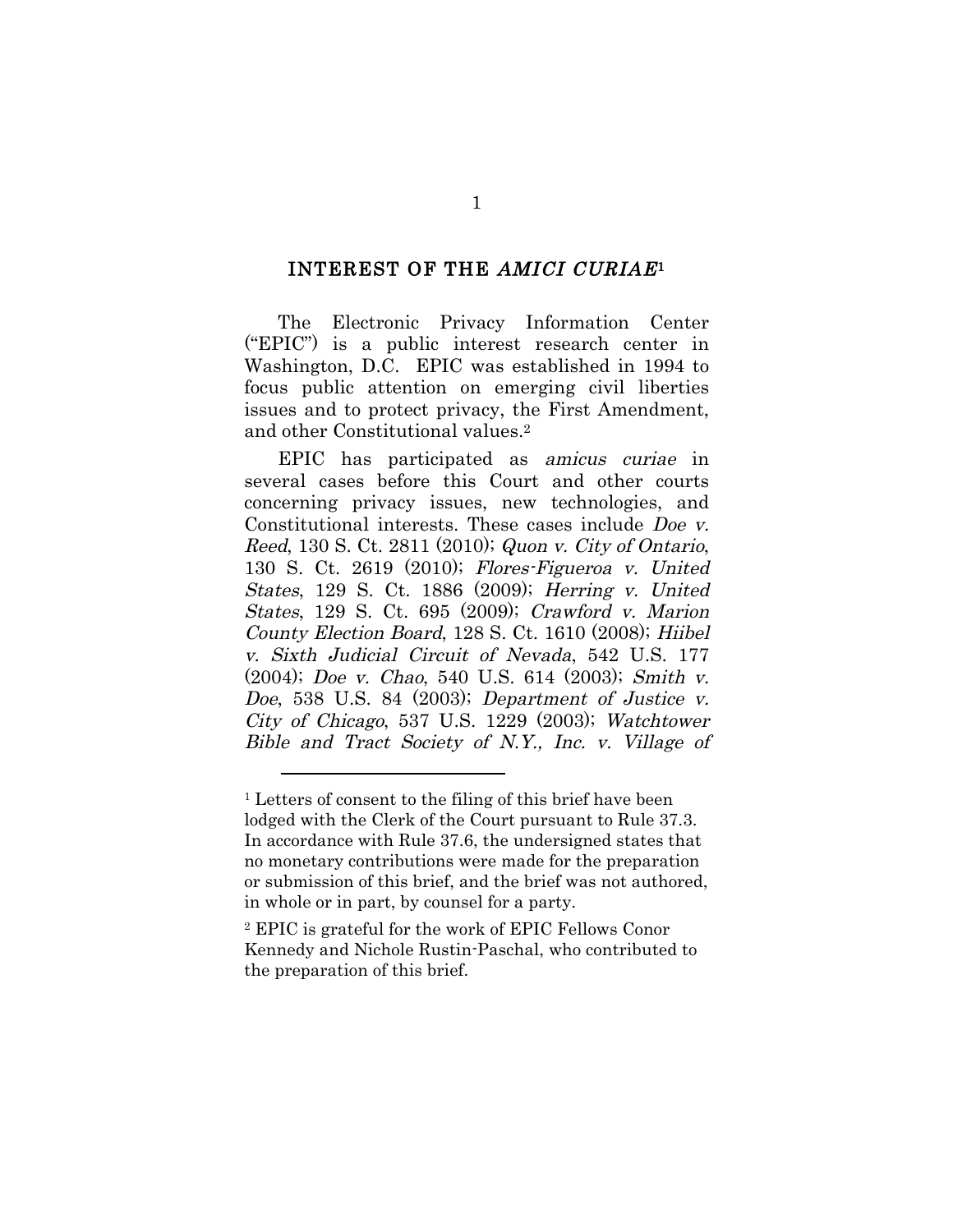## INTEREST OF THE *AMICI CURIAE*[1]

The Electronic Privacy Information Center ("EPIC") is a public interest research center in Washington, D.C. EPIC was established in 1994 to focus public attention on emerging civil liberties issues and to protect privacy, the First Amendment, and other Constitutional values.[2]

EPIC has participated as *amicus curiae* in several cases before this Court and other courts concerning privacy issues, new technologies, and Constitutional interests. These cases include *Doe v. Reed*, 130 S. Ct. 2811 (2010); *Quon v. City of Ontario*, 130 S. Ct. 2619 (2010); *Flores-Figueroa v. United States*, 129 S. Ct. 1886 (2009); *Herring v. United States*, 129 S. Ct. 695 (2009); *Crawford v. Marion County Election Board*, 128 S. Ct. 1610 (2008); *Hiibel v. Sixth Judicial Circuit of Nevada*, 542 U.S. 177 (2004); *Doe v. Chao*, 540 U.S. 614 (2003); *Smith v. Doe*, 538 U.S. 84 (2003); *Department of Justice v. City of Chicago*, 537 U.S. 1229 (2003); *Watchtower Bible and Tract Society of N.Y., Inc. v. Village of*

---

[1] Letters of consent to the filing of this brief have been lodged with the Clerk of the Court pursuant to Rule 37.3. In accordance with Rule 37.6, the undersigned states that no monetary contributions were made for the preparation or submission of this brief, and the brief was not authored, in whole or in part, by counsel for a party.

[2] EPIC is grateful for the work of EPIC Fellows Conor Kennedy and Nichole Rustin-Paschal, who contributed to the preparation of this brief.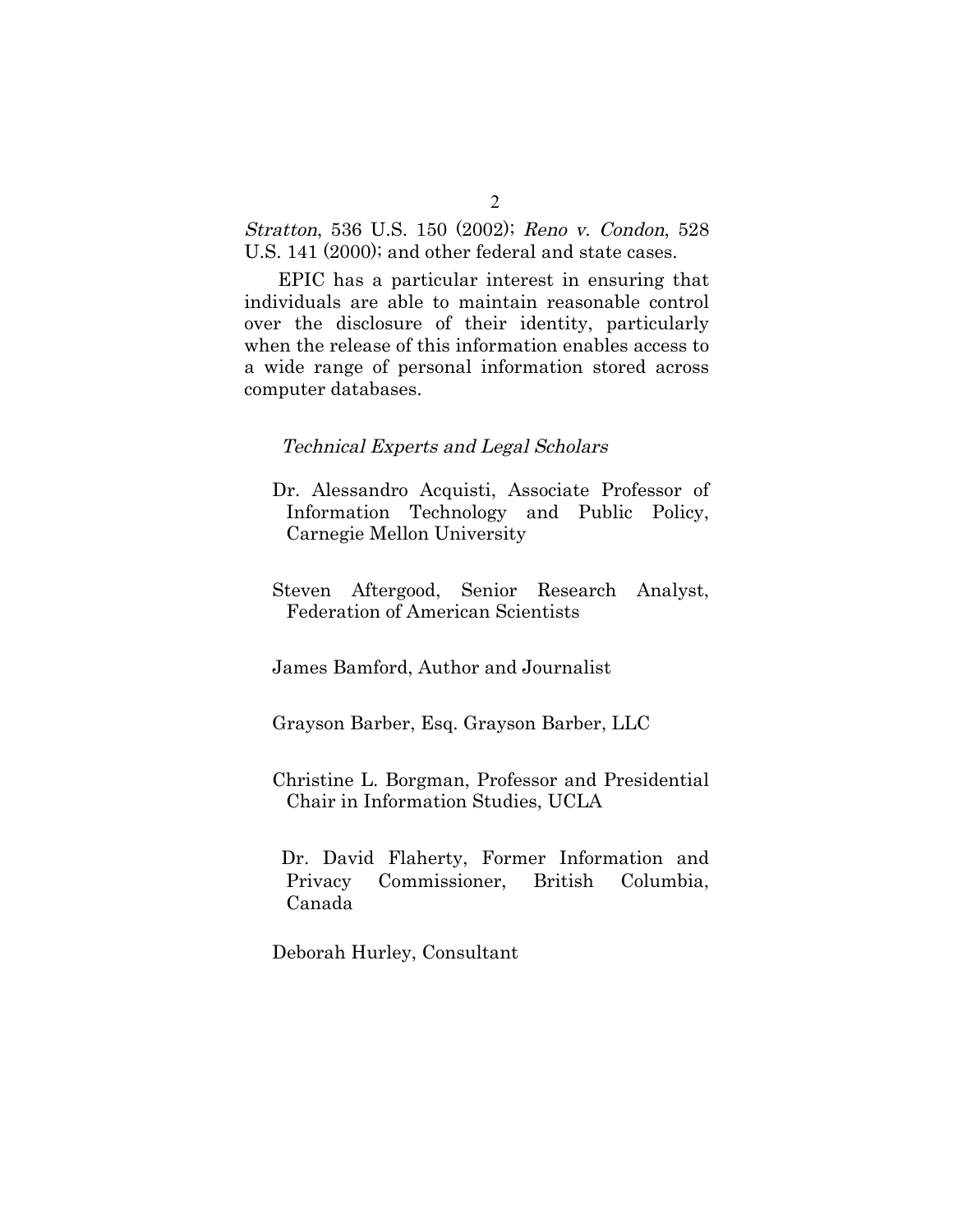*Stratton*, 536 U.S. 150 (2002); *Reno v. Condon*, 528 U.S. 141 (2000); and other federal and state cases.

EPIC has a particular interest in ensuring that individuals are able to maintain reasonable control over the disclosure of their identity, particularly when the release of this information enables access to a wide range of personal information stored across computer databases.

*Technical Experts and Legal Scholars*

Dr. Alessandro Acquisti, Associate Professor of Information Technology and Public Policy, Carnegie Mellon University

Steven Aftergood, Senior Research Analyst, Federation of American Scientists

James Bamford, Author and Journalist

Grayson Barber, Esq. Grayson Barber, LLC

Christine L. Borgman, Professor and Presidential Chair in Information Studies, UCLA

Dr. David Flaherty, Former Information and Privacy Commissioner, British Columbia, Canada

Deborah Hurley, Consultant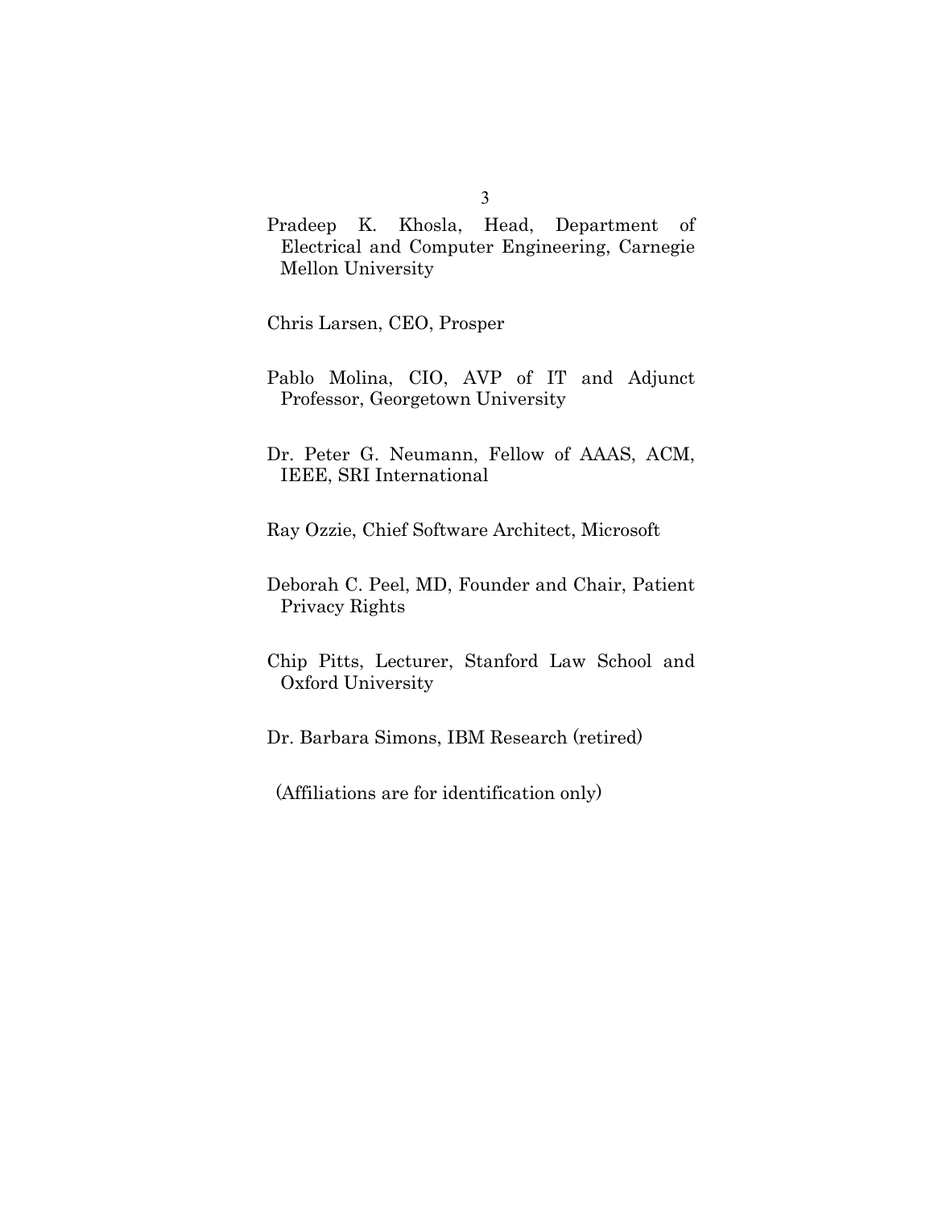Pradeep K. Khosla, Head, Department of Electrical and Computer Engineering, Carnegie Mellon University

Chris Larsen, CEO, Prosper

Pablo Molina, CIO, AVP of IT and Adjunct Professor, Georgetown University

Dr. Peter G. Neumann, Fellow of AAAS, ACM, IEEE, SRI International

Ray Ozzie, Chief Software Architect, Microsoft

Deborah C. Peel, MD, Founder and Chair, Patient Privacy Rights

Chip Pitts, Lecturer, Stanford Law School and Oxford University

Dr. Barbara Simons, IBM Research (retired)

(Affiliations are for identification only)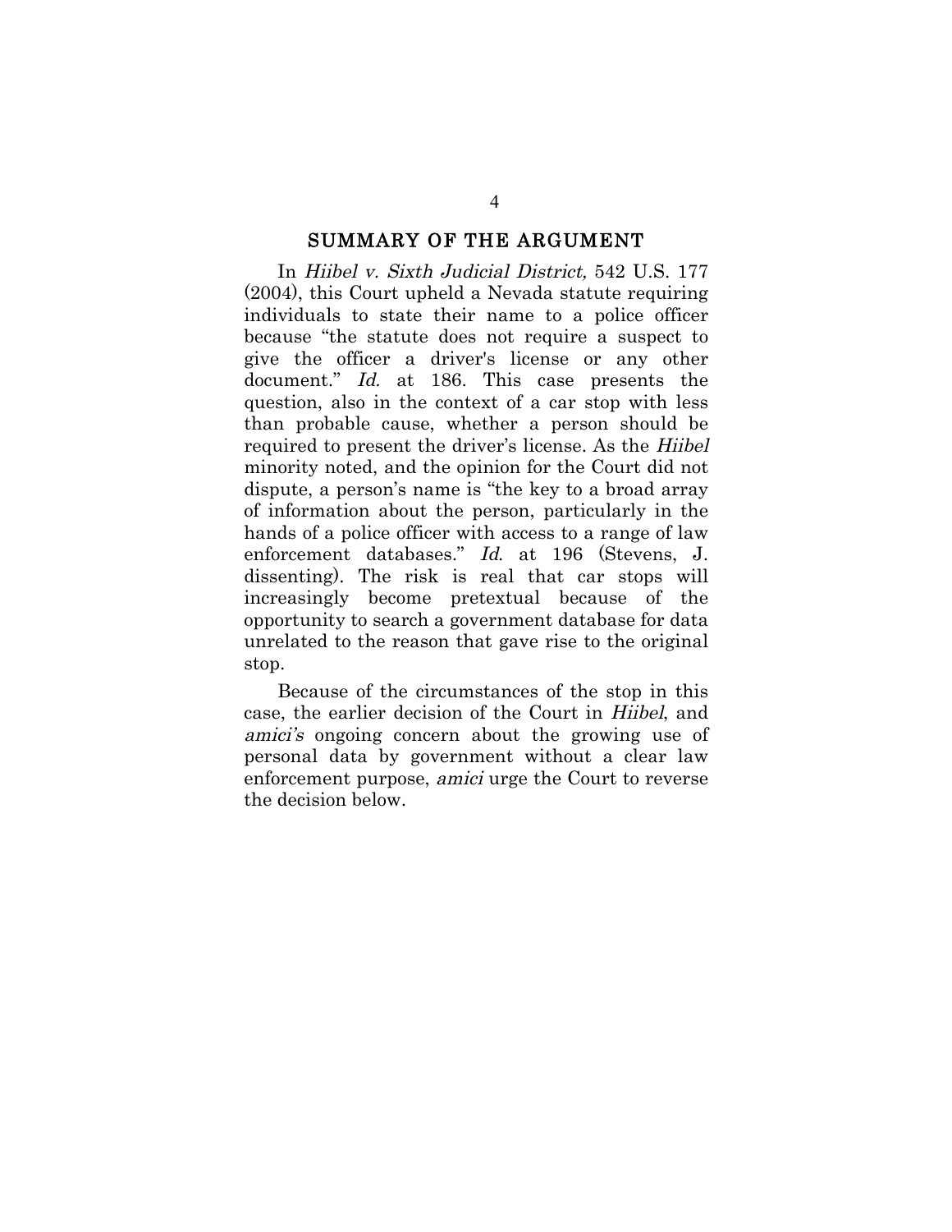## SUMMARY OF THE ARGUMENT

In *Hiibel v. Sixth Judicial District,* 542 U.S. 177 (2004), this Court upheld a Nevada statute requiring individuals to state their name to a police officer because "the statute does not require a suspect to give the officer a driver's license or any other document." *Id.* at 186. This case presents the question, also in the context of a car stop with less than probable cause, whether a person should be required to present the driver's license. As the *Hiibel* minority noted, and the opinion for the Court did not dispute, a person's name is "the key to a broad array of information about the person, particularly in the hands of a police officer with access to a range of law enforcement databases." *Id.* at 196 (Stevens, J. dissenting). The risk is real that car stops will increasingly become pretextual because of the opportunity to search a government database for data unrelated to the reason that gave rise to the original stop.

Because of the circumstances of the stop in this case, the earlier decision of the Court in *Hiibel*, and *amici's* ongoing concern about the growing use of personal data by government without a clear law enforcement purpose, *amici* urge the Court to reverse the decision below.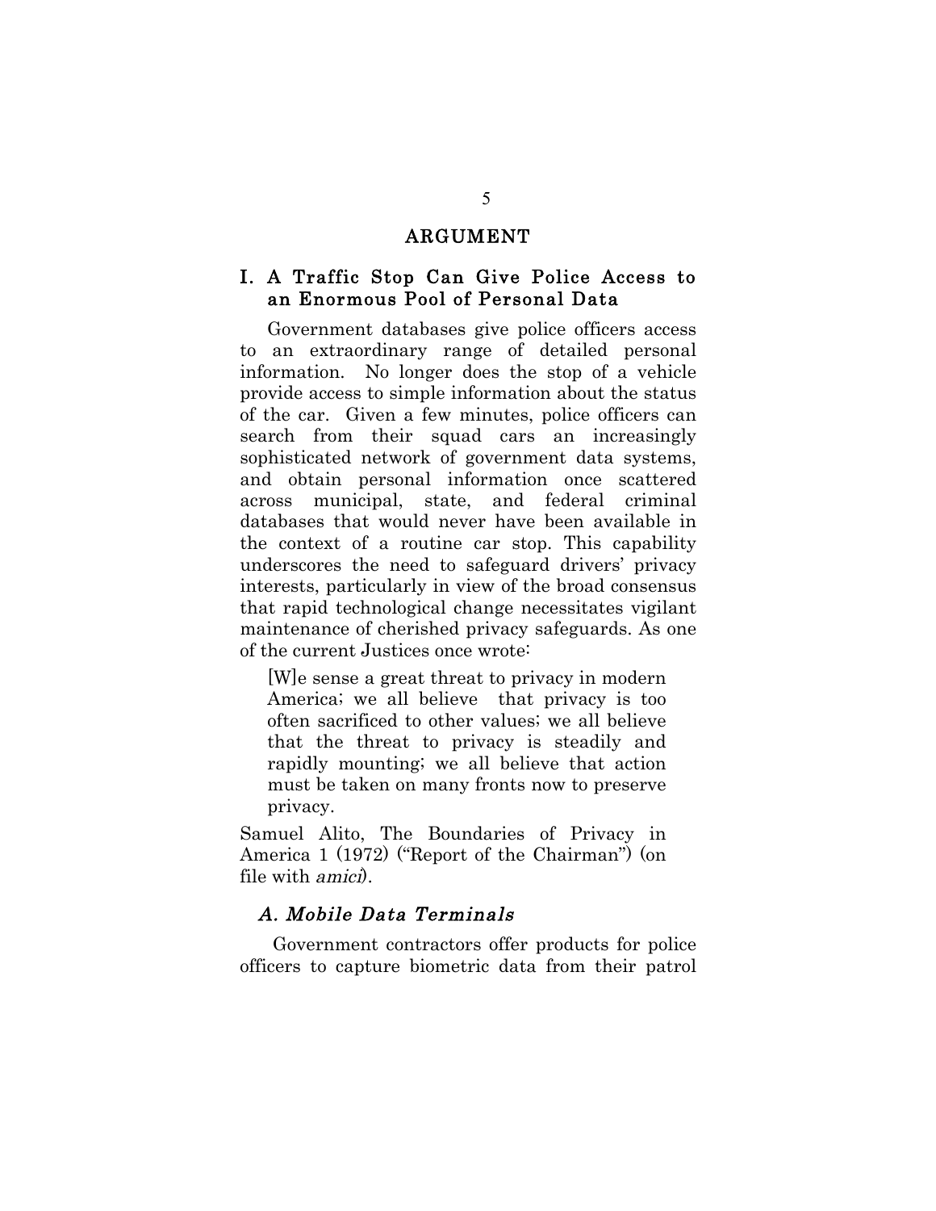# ARGUMENT

## I. A Traffic Stop Can Give Police Access to an Enormous Pool of Personal Data

Government databases give police officers access to an extraordinary range of detailed personal information. No longer does the stop of a vehicle provide access to simple information about the status of the car. Given a few minutes, police officers can search from their squad cars an increasingly sophisticated network of government data systems, and obtain personal information once scattered across municipal, state, and federal criminal databases that would never have been available in the context of a routine car stop. This capability underscores the need to safeguard drivers' privacy interests, particularly in view of the broad consensus that rapid technological change necessitates vigilant maintenance of cherished privacy safeguards. As one of the current Justices once wrote:

> [W]e sense a great threat to privacy in modern America; we all believe that privacy is too often sacrificed to other values; we all believe that the threat to privacy is steadily and rapidly mounting; we all believe that action must be taken on many fronts now to preserve privacy.

Samuel Alito, The Boundaries of Privacy in America 1 (1972) ("Report of the Chairman") (on file with *amici*).

### *A. Mobile Data Terminals*

Government contractors offer products for police officers to capture biometric data from their patrol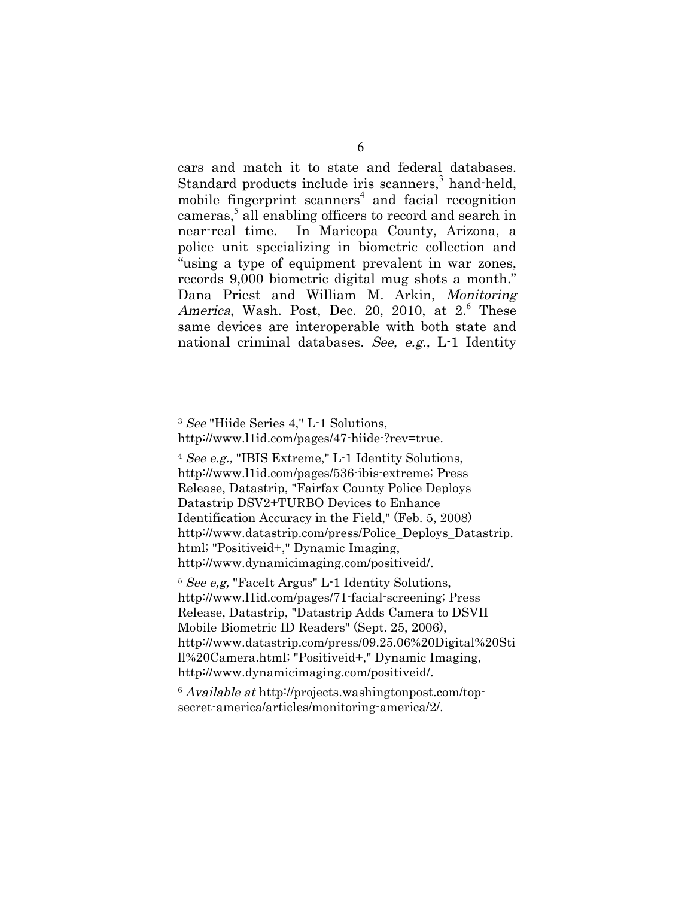cars and match it to state and federal databases. Standard products include iris scanners,[3] hand-held, mobile fingerprint scanners[4] and facial recognition cameras,[5] all enabling officers to record and search in near-real time. In Maricopa County, Arizona, a police unit specializing in biometric collection and "using a type of equipment prevalent in war zones, records 9,000 biometric digital mug shots a month." Dana Priest and William M. Arkin, *Monitoring America*, Wash. Post, Dec. 20, 2010, at 2.[6] These same devices are interoperable with both state and national criminal databases. *See, e.g.,* L-1 Identity

---

[3] *See* "Hiide Series 4," L-1 Solutions, http://www.l1id.com/pages/47-hiide-?rev=true.

[4] *See e.g.,* "IBIS Extreme," L-1 Identity Solutions, http://www.l1id.com/pages/536-ibis-extreme; Press Release, Datastrip, "Fairfax County Police Deploys Datastrip DSV2+TURBO Devices to Enhance Identification Accuracy in the Field," (Feb. 5, 2008) http://www.datastrip.com/press/Police_Deploys_Datastrip.html; "Positiveid+," Dynamic Imaging, http://www.dynamicimaging.com/positiveid/.

[5] *See e,g,* "FaceIt Argus" L-1 Identity Solutions, http://www.l1id.com/pages/71-facial-screening; Press Release, Datastrip, "Datastrip Adds Camera to DSVII Mobile Biometric ID Readers" (Sept. 25, 2006), http://www.datastrip.com/press/09.25.06%20Digital%20Still%20Camera.html; "Positiveid+," Dynamic Imaging, http://www.dynamicimaging.com/positiveid/.

[6] *Available at* http://projects.washingtonpost.com/top-secret-america/articles/monitoring-america/2/.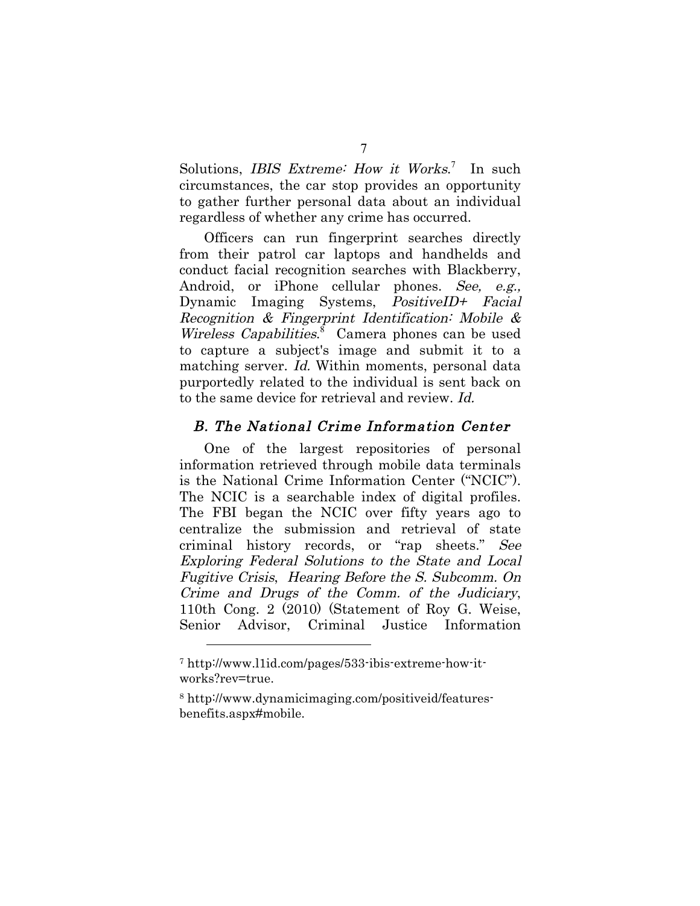Solutions, *IBIS Extreme: How it Works*.[7] In such circumstances, the car stop provides an opportunity to gather further personal data about an individual regardless of whether any crime has occurred.

Officers can run fingerprint searches directly from their patrol car laptops and handhelds and conduct facial recognition searches with Blackberry, Android, or iPhone cellular phones. *See, e.g.,* Dynamic Imaging Systems, *PositiveID+ Facial Recognition & Fingerprint Identification: Mobile & Wireless Capabilities*.[8] Camera phones can be used to capture a subject's image and submit it to a matching server. *Id.* Within moments, personal data purportedly related to the individual is sent back on to the same device for retrieval and review. *Id.*

### *B. The National Crime Information Center*

One of the largest repositories of personal information retrieved through mobile data terminals is the National Crime Information Center ("NCIC"). The NCIC is a searchable index of digital profiles. The FBI began the NCIC over fifty years ago to centralize the submission and retrieval of state criminal history records, or "rap sheets." *See Exploring Federal Solutions to the State and Local Fugitive Crisis*, *Hearing Before the S. Subcomm. On Crime and Drugs of the Comm. of the Judiciary*, 110th Cong. 2 (2010) (Statement of Roy G. Weise, Senior Advisor, Criminal Justice Information

---

[7] http://www.l1id.com/pages/533-ibis-extreme-how-it-works?rev=true.

[8] http://www.dynamicimaging.com/positiveid/features-benefits.aspx#mobile.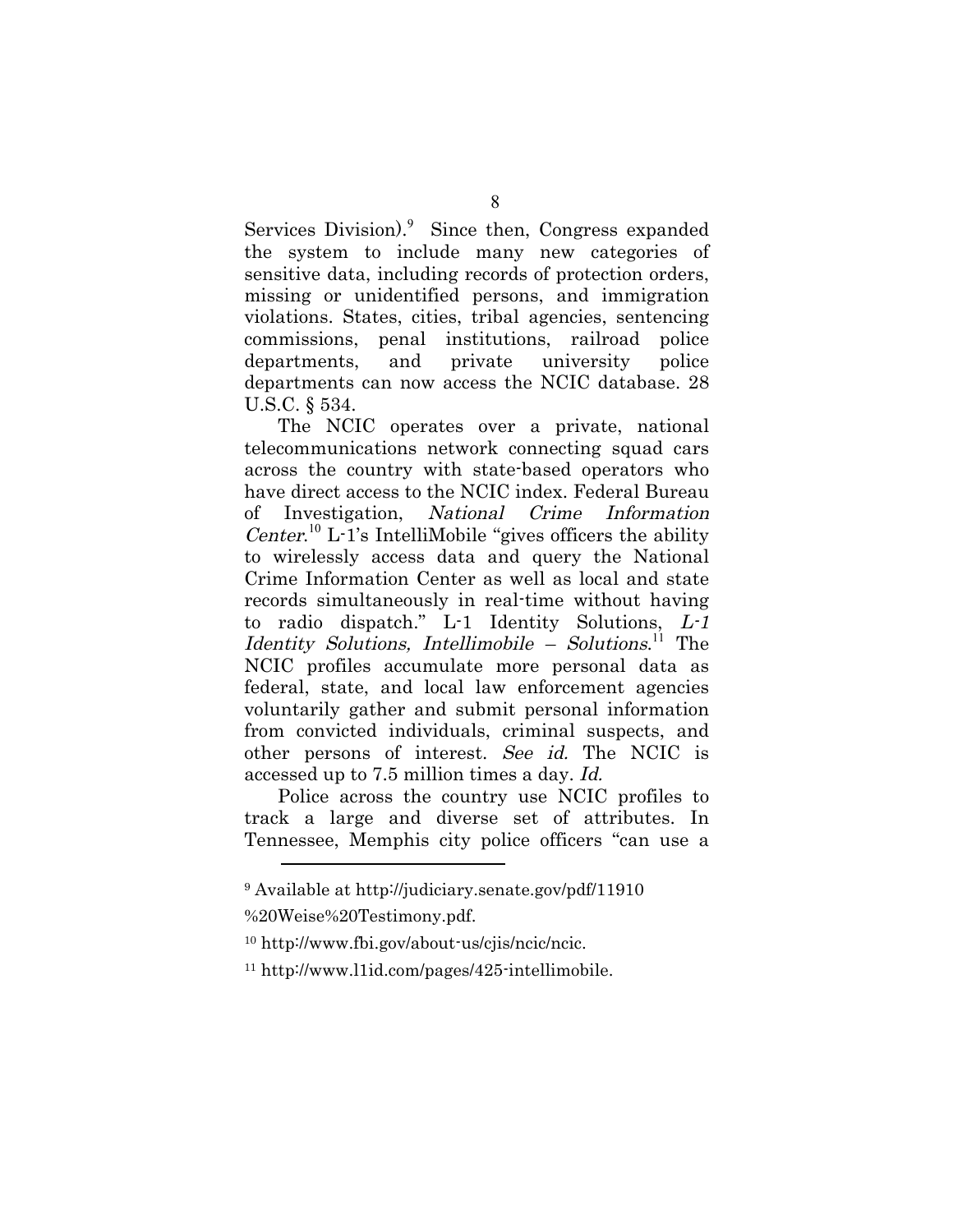Services Division).[9] Since then, Congress expanded the system to include many new categories of sensitive data, including records of protection orders, missing or unidentified persons, and immigration violations. States, cities, tribal agencies, sentencing commissions, penal institutions, railroad police departments, and private university police departments can now access the NCIC database. 28 U.S.C. § 534.

The NCIC operates over a private, national telecommunications network connecting squad cars across the country with state-based operators who have direct access to the NCIC index. Federal Bureau of Investigation, *National Crime Information Center*.[10] L-1's IntelliMobile "gives officers the ability to wirelessly access data and query the National Crime Information Center as well as local and state records simultaneously in real-time without having to radio dispatch." L-1 Identity Solutions, *L-1 Identity Solutions, Intellimobile – Solutions*.[11] The NCIC profiles accumulate more personal data as federal, state, and local law enforcement agencies voluntarily gather and submit personal information from convicted individuals, criminal suspects, and other persons of interest. *See id.* The NCIC is accessed up to 7.5 million times a day. *Id.*

Police across the country use NCIC profiles to track a large and diverse set of attributes. In Tennessee, Memphis city police officers "can use a

---

[9] Available at http://judiciary.senate.gov/pdf/11910 %20Weise%20Testimony.pdf.

[10] http://www.fbi.gov/about-us/cjis/ncic/ncic.

[11] http://www.l1id.com/pages/425-intellimobile.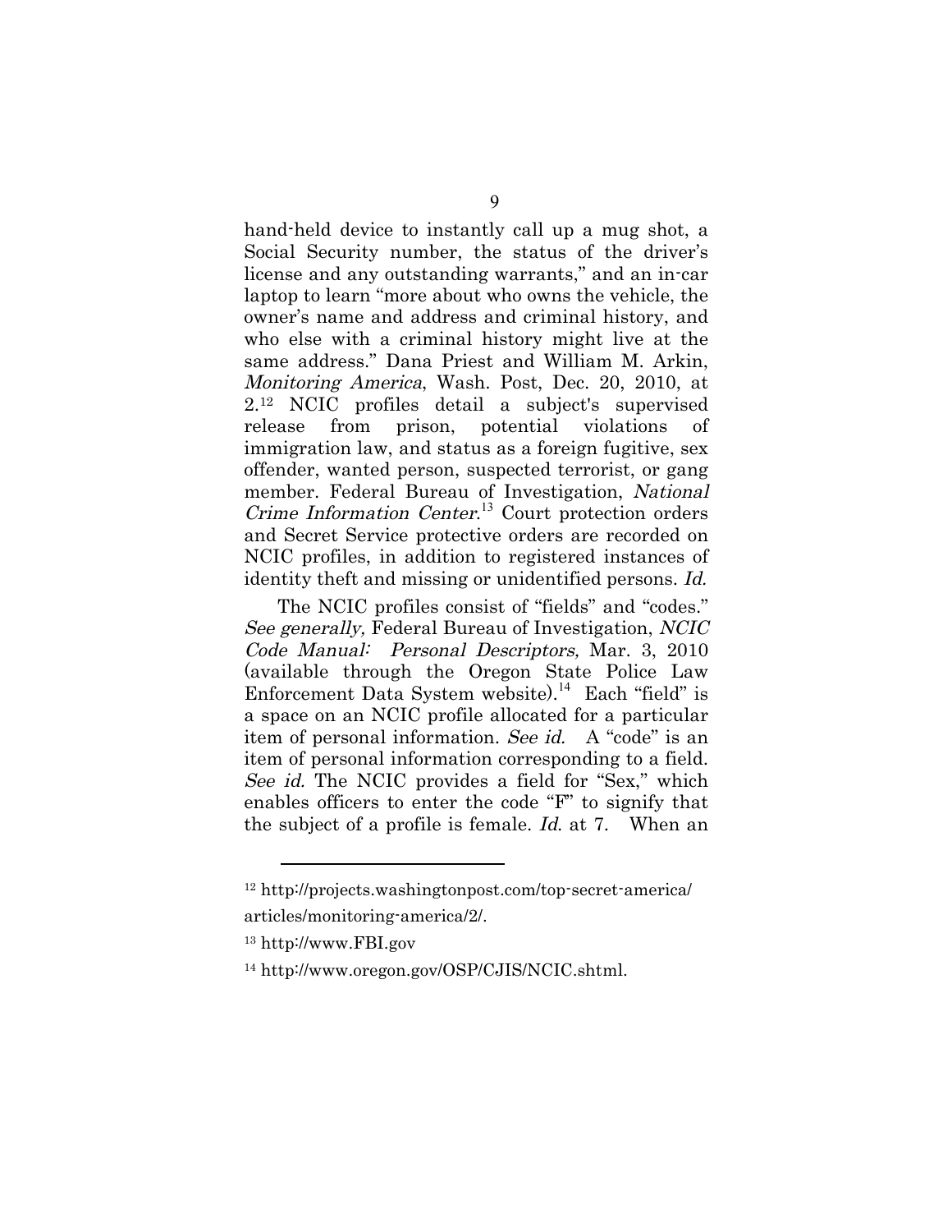hand-held device to instantly call up a mug shot, a Social Security number, the status of the driver's license and any outstanding warrants," and an in-car laptop to learn "more about who owns the vehicle, the owner's name and address and criminal history, and who else with a criminal history might live at the same address." Dana Priest and William M. Arkin, *Monitoring America*, Wash. Post, Dec. 20, 2010, at 2.[12] NCIC profiles detail a subject's supervised release from prison, potential violations of immigration law, and status as a foreign fugitive, sex offender, wanted person, suspected terrorist, or gang member. Federal Bureau of Investigation, *National Crime Information Center*.[13] Court protection orders and Secret Service protective orders are recorded on NCIC profiles, in addition to registered instances of identity theft and missing or unidentified persons. *Id.*

The NCIC profiles consist of "fields" and "codes." *See generally,* Federal Bureau of Investigation, *NCIC Code Manual: Personal Descriptors,* Mar. 3, 2010 (available through the Oregon State Police Law Enforcement Data System website).[14] Each "field" is a space on an NCIC profile allocated for a particular item of personal information. *See id.* A "code" is an item of personal information corresponding to a field. *See id.* The NCIC provides a field for "Sex," which enables officers to enter the code "F" to signify that the subject of a profile is female. *Id.* at 7. When an

---

[12] http://projects.washingtonpost.com/top-secret-america/articles/monitoring-america/2/.

[13] http://www.FBI.gov

[14] http://www.oregon.gov/OSP/CJIS/NCIC.shtml.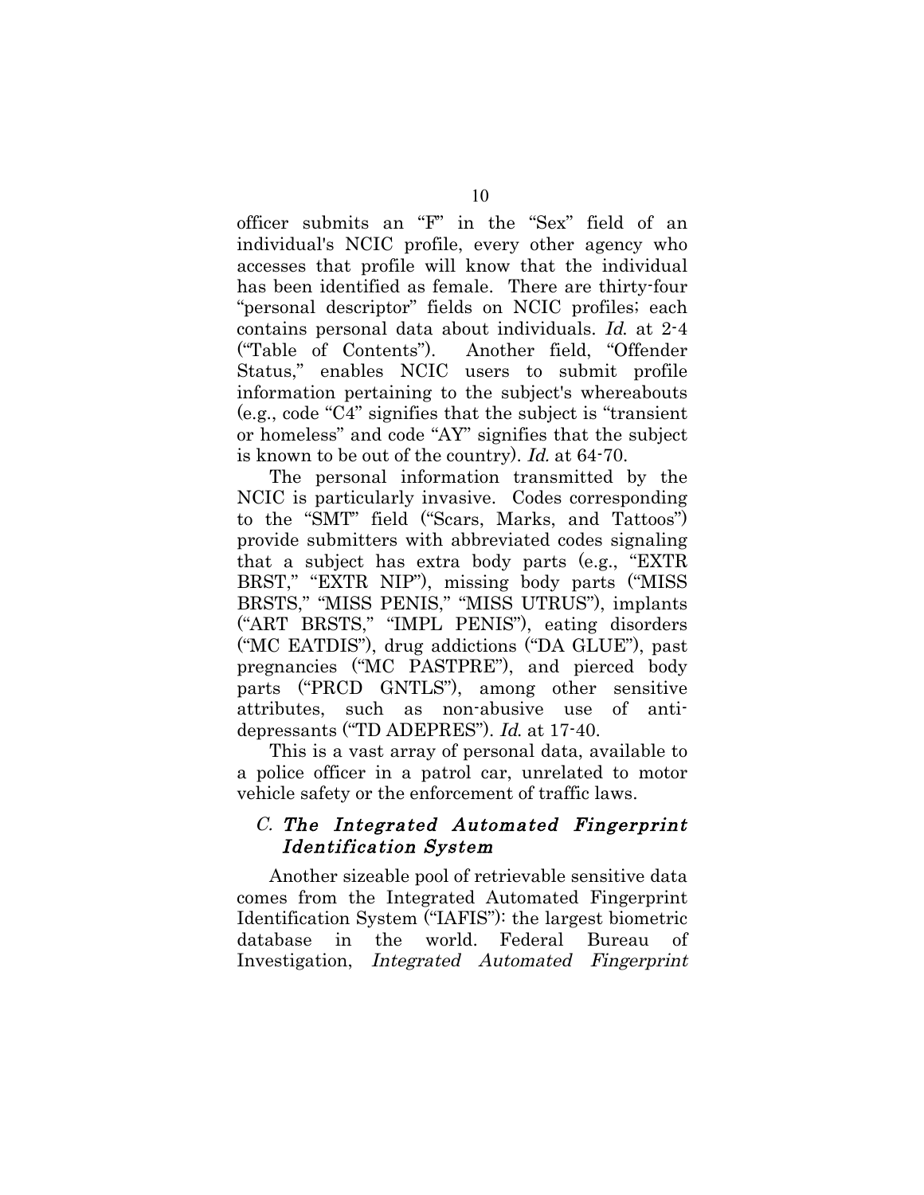officer submits an "F" in the "Sex" field of an individual's NCIC profile, every other agency who accesses that profile will know that the individual has been identified as female. There are thirty-four "personal descriptor" fields on NCIC profiles; each contains personal data about individuals. *Id.* at 2-4 ("Table of Contents"). Another field, "Offender Status," enables NCIC users to submit profile information pertaining to the subject's whereabouts (e.g., code "C4" signifies that the subject is "transient or homeless" and code "AY" signifies that the subject is known to be out of the country). *Id.* at 64-70.

The personal information transmitted by the NCIC is particularly invasive. Codes corresponding to the "SMT" field ("Scars, Marks, and Tattoos") provide submitters with abbreviated codes signaling that a subject has extra body parts (e.g., "EXTR BRST," "EXTR NIP"), missing body parts ("MISS BRSTS," "MISS PENIS," "MISS UTRUS"), implants ("ART BRSTS," "IMPL PENIS"), eating disorders ("MC EATDIS"), drug addictions ("DA GLUE"), past pregnancies ("MC PASTPRE"), and pierced body parts ("PRCD GNTLS"), among other sensitive attributes, such as non-abusive use of anti-depressants ("TD ADEPRES"). *Id.* at 17-40.

This is a vast array of personal data, available to a police officer in a patrol car, unrelated to motor vehicle safety or the enforcement of traffic laws.

### C. *The Integrated Automated Fingerprint Identification System*

Another sizeable pool of retrievable sensitive data comes from the Integrated Automated Fingerprint Identification System ("IAFIS"): the largest biometric database in the world. Federal Bureau of Investigation, *Integrated Automated Fingerprint*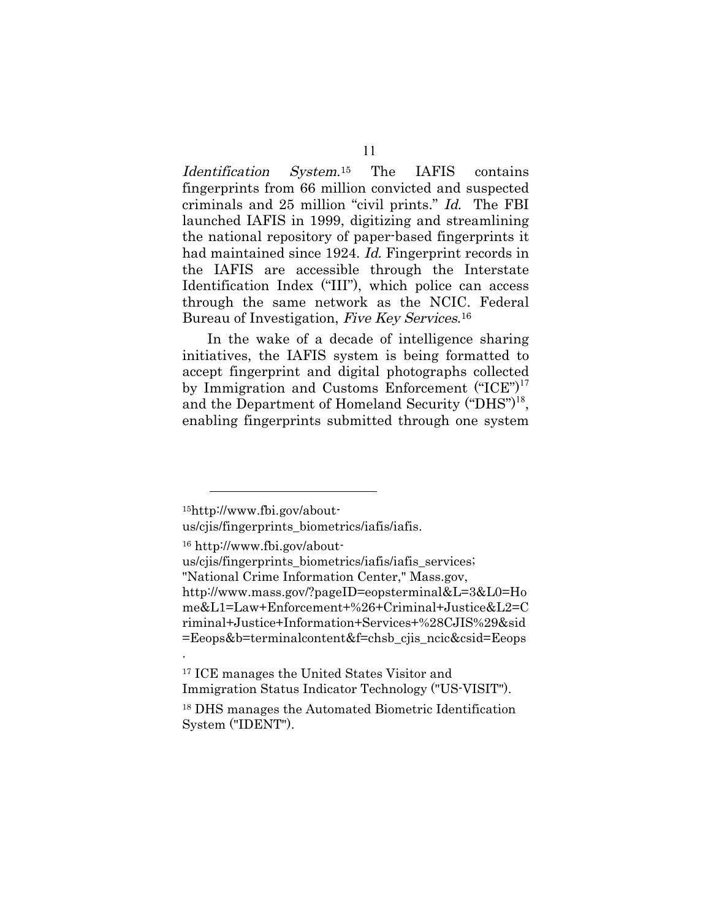*Identification System*.[15] The IAFIS contains fingerprints from 66 million convicted and suspected criminals and 25 million "civil prints." *Id.* The FBI launched IAFIS in 1999, digitizing and streamlining the national repository of paper-based fingerprints it had maintained since 1924. *Id.* Fingerprint records in the IAFIS are accessible through the Interstate Identification Index ("III"), which police can access through the same network as the NCIC. Federal Bureau of Investigation, *Five Key Services*.[16]

In the wake of a decade of intelligence sharing initiatives, the IAFIS system is being formatted to accept fingerprint and digital photographs collected by Immigration and Customs Enforcement ("ICE")[17] and the Department of Homeland Security ("DHS")[18], enabling fingerprints submitted through one system

---

[15] http://www.fbi.gov/about-us/cjis/fingerprints_biometrics/iafis/iafis.

[16] http://www.fbi.gov/about-us/cjis/fingerprints_biometrics/iafis/iafis_services; "National Crime Information Center," Mass.gov, http://www.mass.gov/?pageID=eopsterminal&L=3&L0=Home&L1=Law+Enforcement+%26+Criminal+Justice&L2=Criminal+Justice+Information+Services+%28CJIS%29&sid=Eeops&b=terminalcontent&f=chsb_cjis_ncic&csid=Eeops.

[17] ICE manages the United States Visitor and Immigration Status Indicator Technology ("US-VISIT").

[18] DHS manages the Automated Biometric Identification System ("IDENT").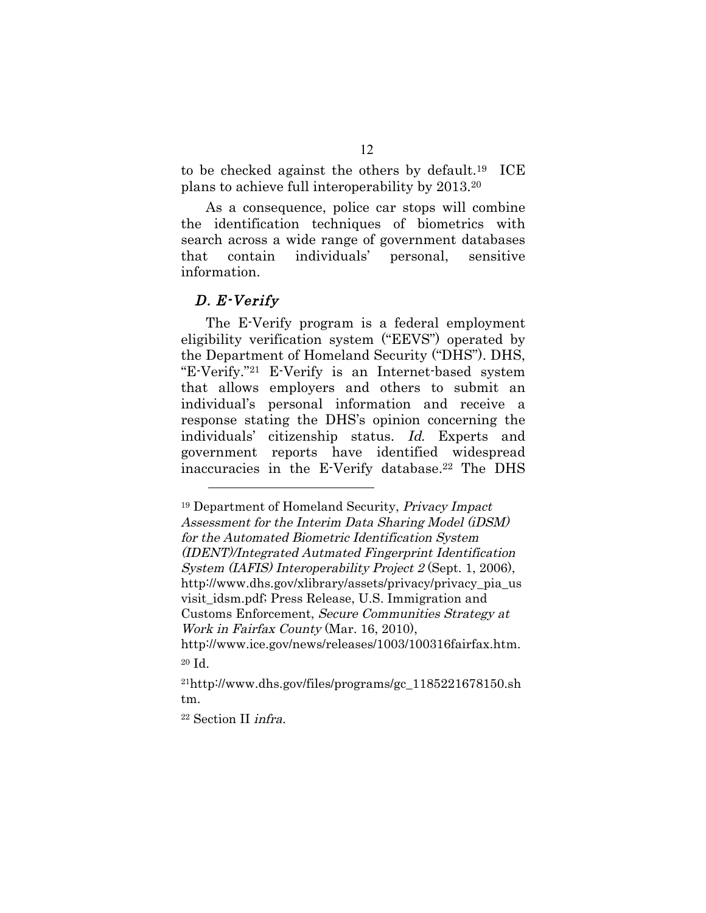to be checked against the others by default.[19] ICE plans to achieve full interoperability by 2013.[20]

As a consequence, police car stops will combine the identification techniques of biometrics with search across a wide range of government databases that contain individuals' personal, sensitive information.

### *D. E-Verify*

The E-Verify program is a federal employment eligibility verification system ("EEVS") operated by the Department of Homeland Security ("DHS"). DHS, "E-Verify."[21] E-Verify is an Internet-based system that allows employers and others to submit an individual's personal information and receive a response stating the DHS's opinion concerning the individuals' citizenship status. *Id.* Experts and government reports have identified widespread inaccuracies in the E-Verify database.[22] The DHS

---

[19] Department of Homeland Security, *Privacy Impact Assessment for the Interim Data Sharing Model (iDSM) for the Automated Biometric Identification System (IDENT)/Integrated Autmated Fingerprint Identification System (IAFIS) Interoperability Project 2* (Sept. 1, 2006), http://www.dhs.gov/xlibrary/assets/privacy/privacy_pia_usvisit_idsm.pdf; Press Release, U.S. Immigration and Customs Enforcement, *Secure Communities Strategy at Work in Fairfax County* (Mar. 16, 2010), http://www.ice.gov/news/releases/1003/100316fairfax.htm.

[20] Id.

[21] http://www.dhs.gov/files/programs/gc_1185221678150.shtm.

[22] Section II *infra*.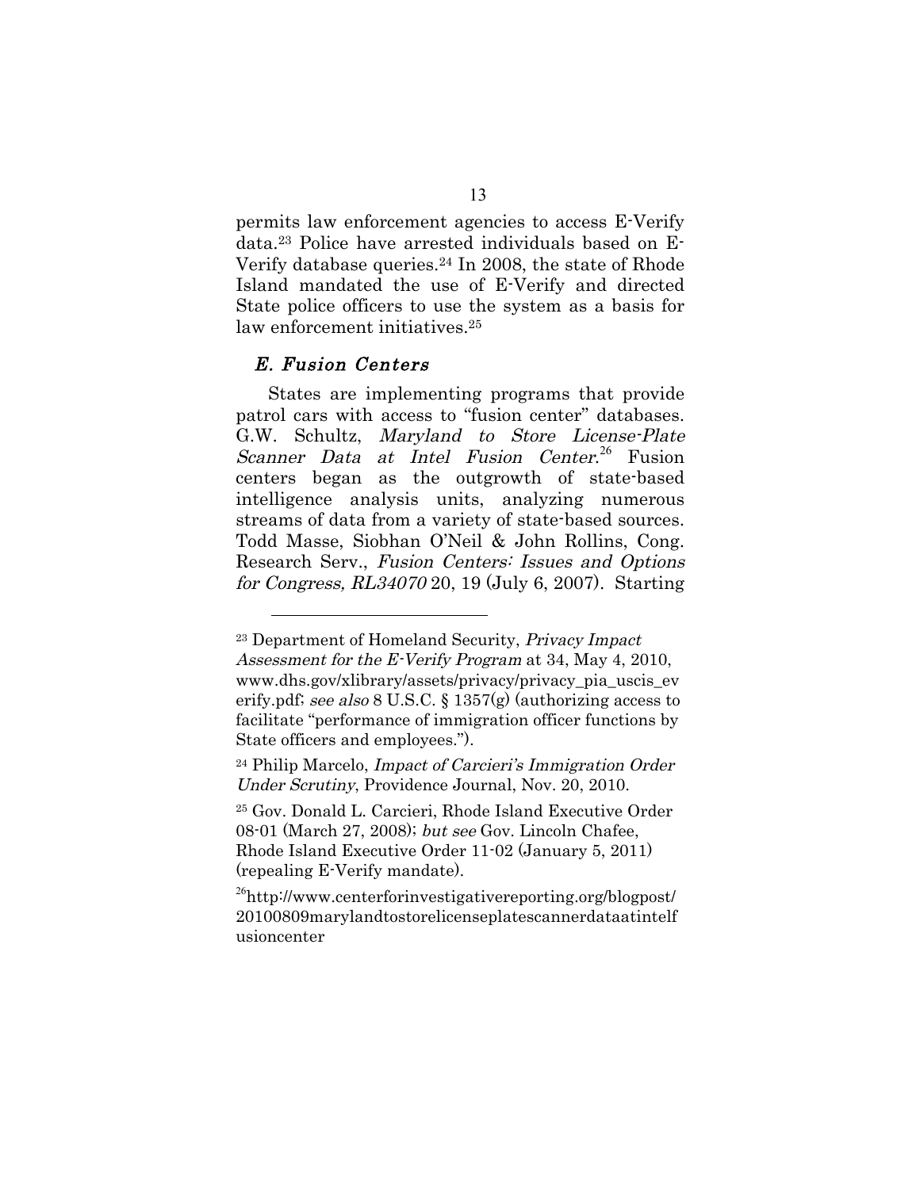permits law enforcement agencies to access E-Verify data.[23] Police have arrested individuals based on E-Verify database queries.[24] In 2008, the state of Rhode Island mandated the use of E-Verify and directed State police officers to use the system as a basis for law enforcement initiatives.[25]

### *E. Fusion Centers*

States are implementing programs that provide patrol cars with access to "fusion center" databases. G.W. Schultz, *Maryland to Store License-Plate Scanner Data at Intel Fusion Center.*[26] Fusion centers began as the outgrowth of state-based intelligence analysis units, analyzing numerous streams of data from a variety of state-based sources. Todd Masse, Siobhan O'Neil & John Rollins, Cong. Research Serv., *Fusion Centers: Issues and Options for Congress, RL34070* 20, 19 (July 6, 2007). Starting

---

[23] Department of Homeland Security, *Privacy Impact Assessment for the E-Verify Program* at 34, May 4, 2010, www.dhs.gov/xlibrary/assets/privacy/privacy_pia_uscis_everify.pdf; *see also* 8 U.S.C. § 1357(g) (authorizing access to facilitate "performance of immigration officer functions by State officers and employees.").

[24] Philip Marcelo, *Impact of Carcieri's Immigration Order Under Scrutiny*, Providence Journal, Nov. 20, 2010.

[25] Gov. Donald L. Carcieri, Rhode Island Executive Order 08-01 (March 27, 2008); *but see* Gov. Lincoln Chafee, Rhode Island Executive Order 11-02 (January 5, 2011) (repealing E-Verify mandate).

[26] http://www.centerforinvestigativereporting.org/blogpost/20100809marylandtostorelicenseplatescannerdataatintelfusioncenter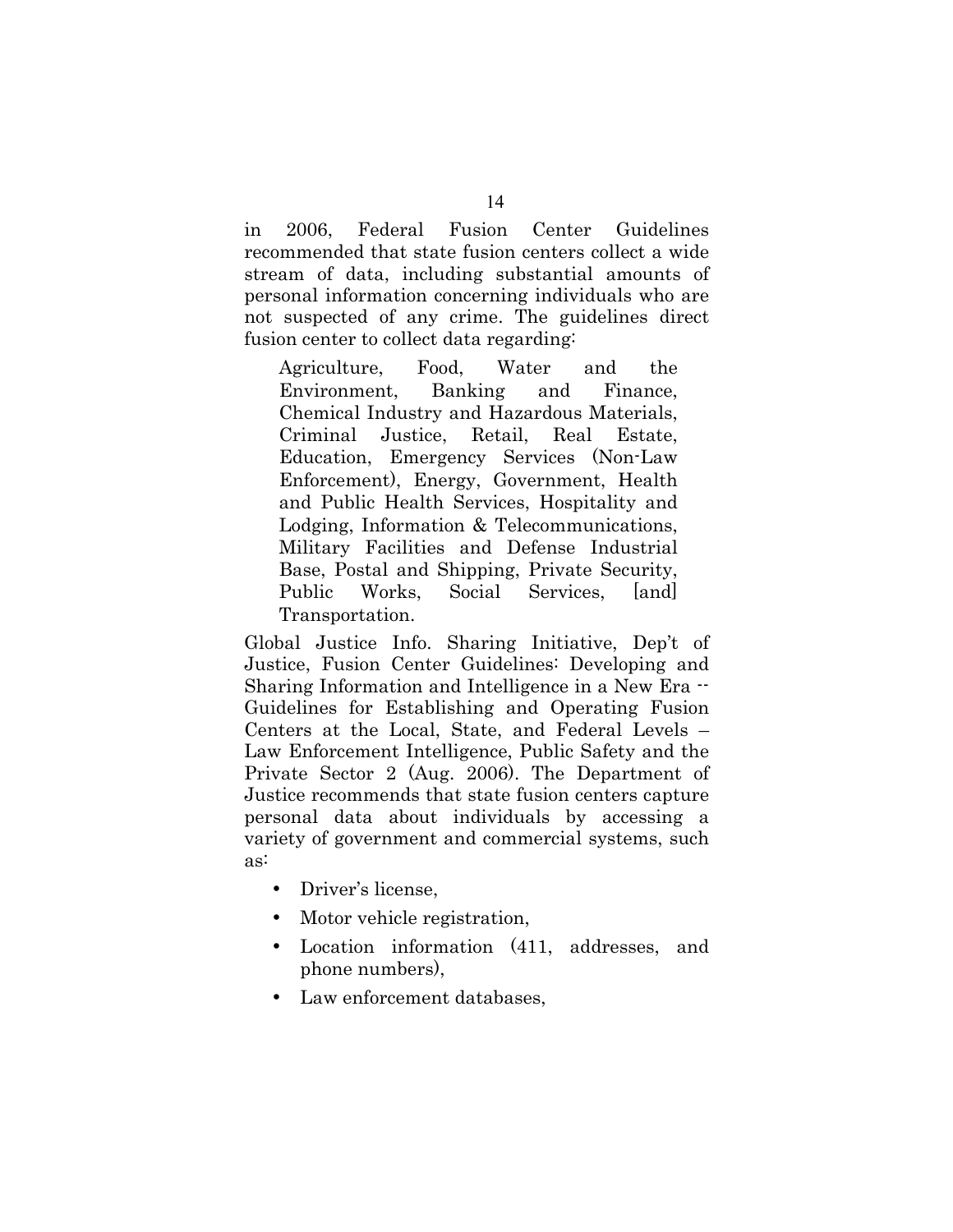in 2006, Federal Fusion Center Guidelines recommended that state fusion centers collect a wide stream of data, including substantial amounts of personal information concerning individuals who are not suspected of any crime. The guidelines direct fusion center to collect data regarding:

> Agriculture, Food, Water and the Environment, Banking and Finance, Chemical Industry and Hazardous Materials, Criminal Justice, Retail, Real Estate, Education, Emergency Services (Non-Law Enforcement), Energy, Government, Health and Public Health Services, Hospitality and Lodging, Information & Telecommunications, Military Facilities and Defense Industrial Base, Postal and Shipping, Private Security, Public Works, Social Services, [and] Transportation.

Global Justice Info. Sharing Initiative, Dep't of Justice, Fusion Center Guidelines: Developing and Sharing Information and Intelligence in a New Era -- Guidelines for Establishing and Operating Fusion Centers at the Local, State, and Federal Levels – Law Enforcement Intelligence, Public Safety and the Private Sector 2 (Aug. 2006). The Department of Justice recommends that state fusion centers capture personal data about individuals by accessing a variety of government and commercial systems, such as:

- Driver's license,
- Motor vehicle registration,
- Location information (411, addresses, and phone numbers),
- Law enforcement databases,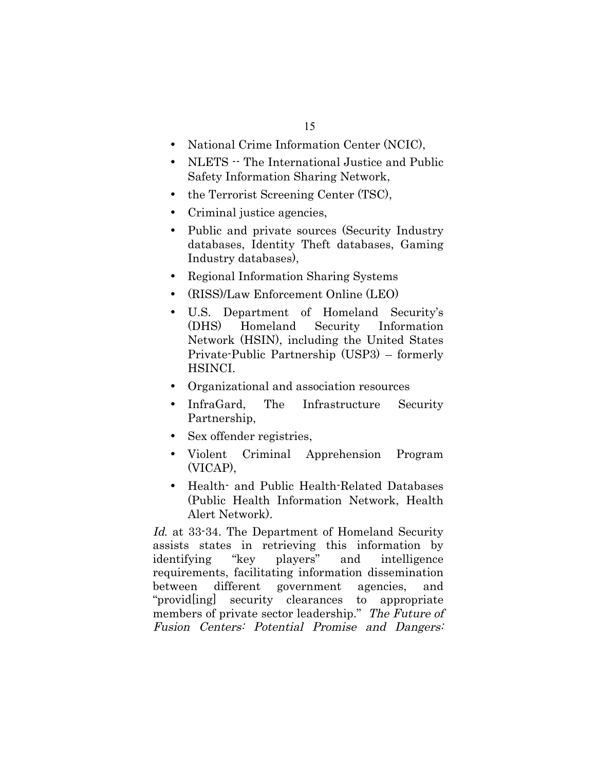- National Crime Information Center (NCIC),
- NLETS -- The International Justice and Public Safety Information Sharing Network,
- the Terrorist Screening Center (TSC),
- Criminal justice agencies,
- Public and private sources (Security Industry databases, Identity Theft databases, Gaming Industry databases),
- Regional Information Sharing Systems
- (RISS)/Law Enforcement Online (LEO)
- U.S. Department of Homeland Security's (DHS) Homeland Security Information Network (HSIN), including the United States Private-Public Partnership (USP3) – formerly HSINCI.
- Organizational and association resources
- InfraGard, The Infrastructure Security Partnership,
- Sex offender registries,
- Violent Criminal Apprehension Program (VICAP),
- Health- and Public Health-Related Databases (Public Health Information Network, Health Alert Network).

*Id.* at 33-34. The Department of Homeland Security assists states in retrieving this information by identifying "key players" and intelligence requirements, facilitating information dissemination between different government agencies, and "provid[ing] security clearances to appropriate members of private sector leadership." *The Future of Fusion Centers: Potential Promise and Dangers:*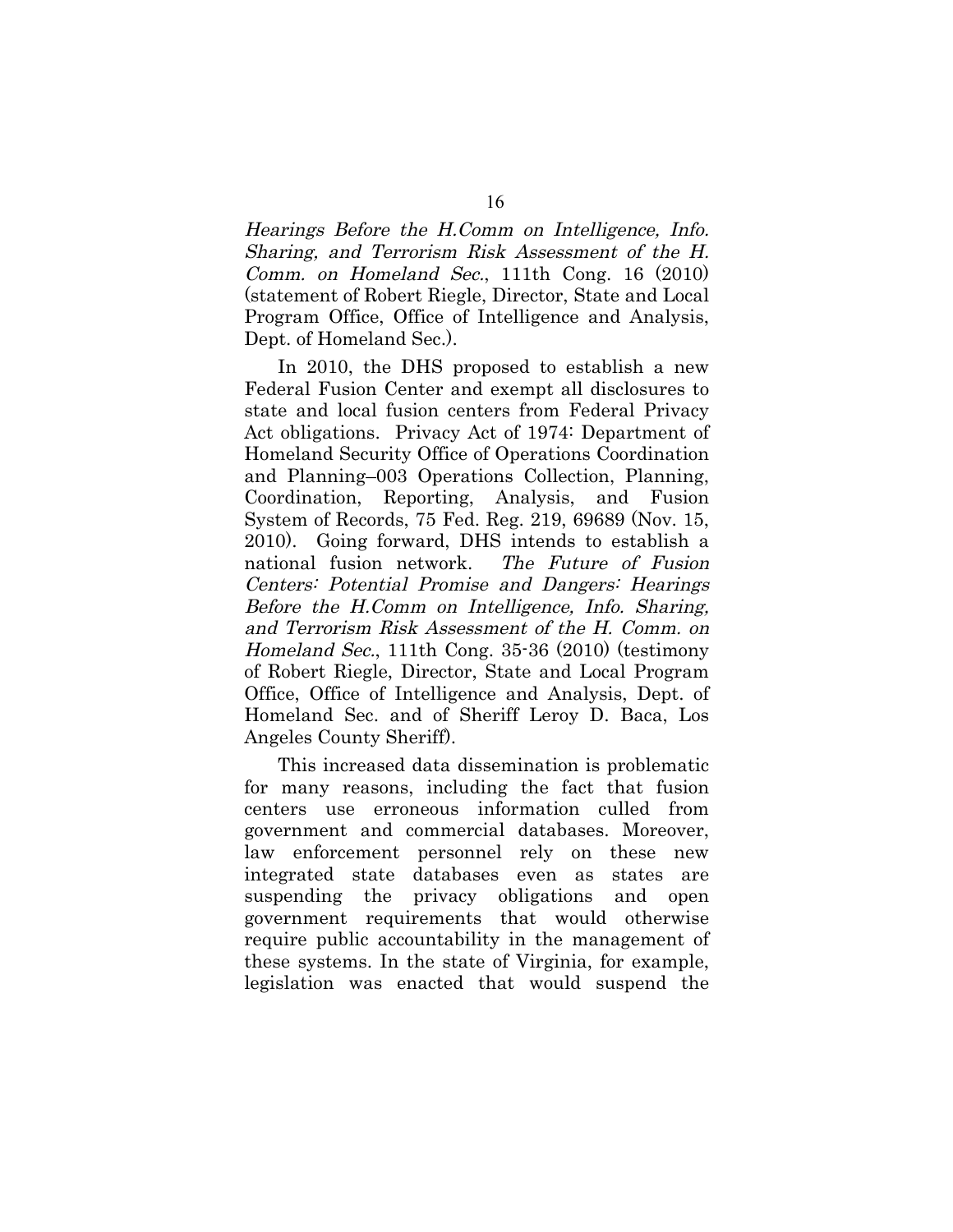*Hearings Before the H.Comm on Intelligence, Info. Sharing, and Terrorism Risk Assessment of the H. Comm. on Homeland Sec.*, 111th Cong. 16 (2010) (statement of Robert Riegle, Director, State and Local Program Office, Office of Intelligence and Analysis, Dept. of Homeland Sec.).

In 2010, the DHS proposed to establish a new Federal Fusion Center and exempt all disclosures to state and local fusion centers from Federal Privacy Act obligations. Privacy Act of 1974: Department of Homeland Security Office of Operations Coordination and Planning–003 Operations Collection, Planning, Coordination, Reporting, Analysis, and Fusion System of Records, 75 Fed. Reg. 219, 69689 (Nov. 15, 2010). Going forward, DHS intends to establish a national fusion network. *The Future of Fusion Centers: Potential Promise and Dangers: Hearings Before the H.Comm on Intelligence, Info. Sharing, and Terrorism Risk Assessment of the H. Comm. on Homeland Sec.*, 111th Cong. 35-36 (2010) (testimony of Robert Riegle, Director, State and Local Program Office, Office of Intelligence and Analysis, Dept. of Homeland Sec. and of Sheriff Leroy D. Baca, Los Angeles County Sheriff).

This increased data dissemination is problematic for many reasons, including the fact that fusion centers use erroneous information culled from government and commercial databases. Moreover, law enforcement personnel rely on these new integrated state databases even as states are suspending the privacy obligations and open government requirements that would otherwise require public accountability in the management of these systems. In the state of Virginia, for example, legislation was enacted that would suspend the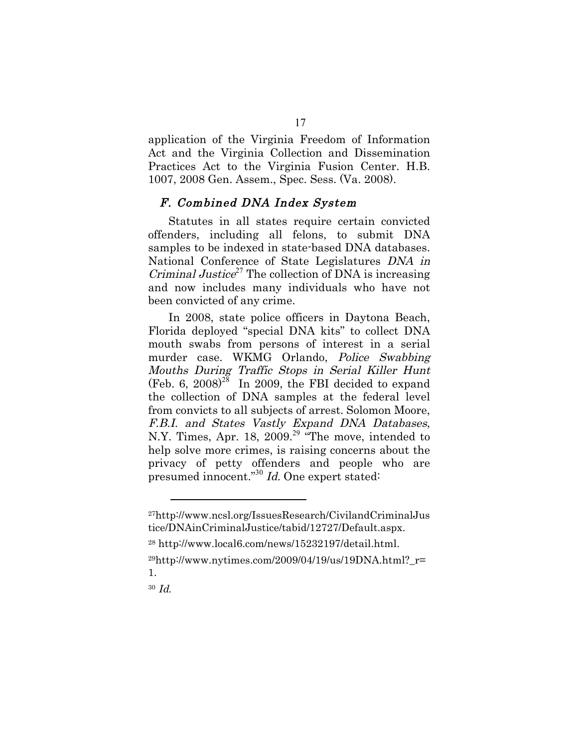application of the Virginia Freedom of Information Act and the Virginia Collection and Dissemination Practices Act to the Virginia Fusion Center. H.B. 1007, 2008 Gen. Assem., Spec. Sess. (Va. 2008).

### *F. Combined DNA Index System*

Statutes in all states require certain convicted offenders, including all felons, to submit DNA samples to be indexed in state-based DNA databases. National Conference of State Legislatures *DNA in Criminal Justice*[27] The collection of DNA is increasing and now includes many individuals who have not been convicted of any crime.

In 2008, state police officers in Daytona Beach, Florida deployed "special DNA kits" to collect DNA mouth swabs from persons of interest in a serial murder case. WKMG Orlando, *Police Swabbing Mouths During Traffic Stops in Serial Killer Hunt* (Feb. 6, 2008)[28] In 2009, the FBI decided to expand the collection of DNA samples at the federal level from convicts to all subjects of arrest. Solomon Moore, *F.B.I. and States Vastly Expand DNA Databases*, N.Y. Times, Apr. 18, 2009.[29] "The move, intended to help solve more crimes, is raising concerns about the privacy of petty offenders and people who are presumed innocent."[30] *Id.* One expert stated:

---

[27] http://www.ncsl.org/IssuesResearch/CivilandCriminalJustice/DNAinCriminalJustice/tabid/12727/Default.aspx.

[28] http://www.local6.com/news/15232197/detail.html.

[29] http://www.nytimes.com/2009/04/19/us/19DNA.html?_r=1.

[30] *Id.*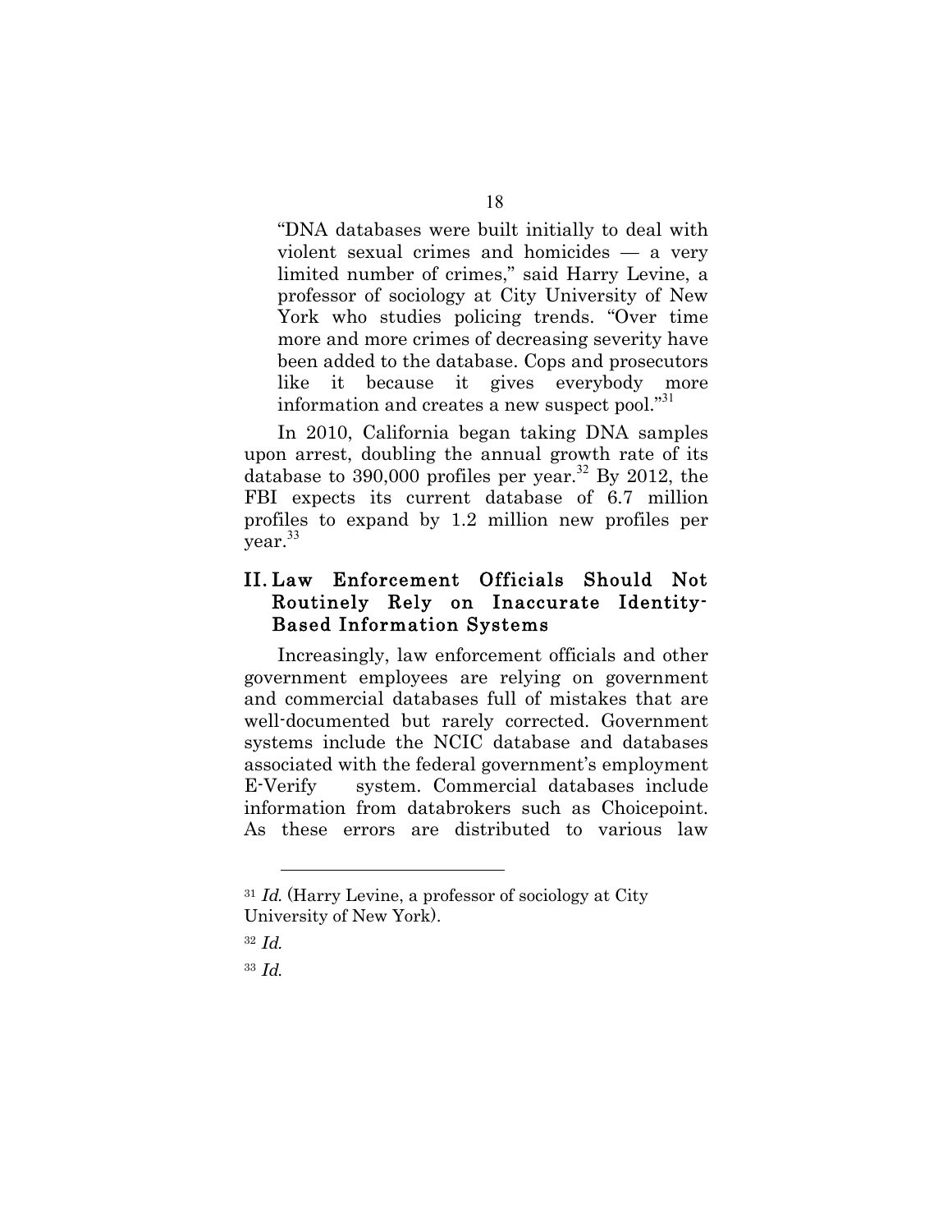"DNA databases were built initially to deal with violent sexual crimes and homicides — a very limited number of crimes," said Harry Levine, a professor of sociology at City University of New York who studies policing trends. "Over time more and more crimes of decreasing severity have been added to the database. Cops and prosecutors like it because it gives everybody more information and creates a new suspect pool."[31]

In 2010, California began taking DNA samples upon arrest, doubling the annual growth rate of its database to 390,000 profiles per year.[32] By 2012, the FBI expects its current database of 6.7 million profiles to expand by 1.2 million new profiles per year.[33]

## II. Law Enforcement Officials Should Not Routinely Rely on Inaccurate Identity-Based Information Systems

Increasingly, law enforcement officials and other government employees are relying on government and commercial databases full of mistakes that are well-documented but rarely corrected. Government systems include the NCIC database and databases associated with the federal government's employment E-Verify system. Commercial databases include information from databrokers such as Choicepoint. As these errors are distributed to various law

---

[31] *Id.* (Harry Levine, a professor of sociology at City University of New York).

[32] *Id.*

[33] *Id.*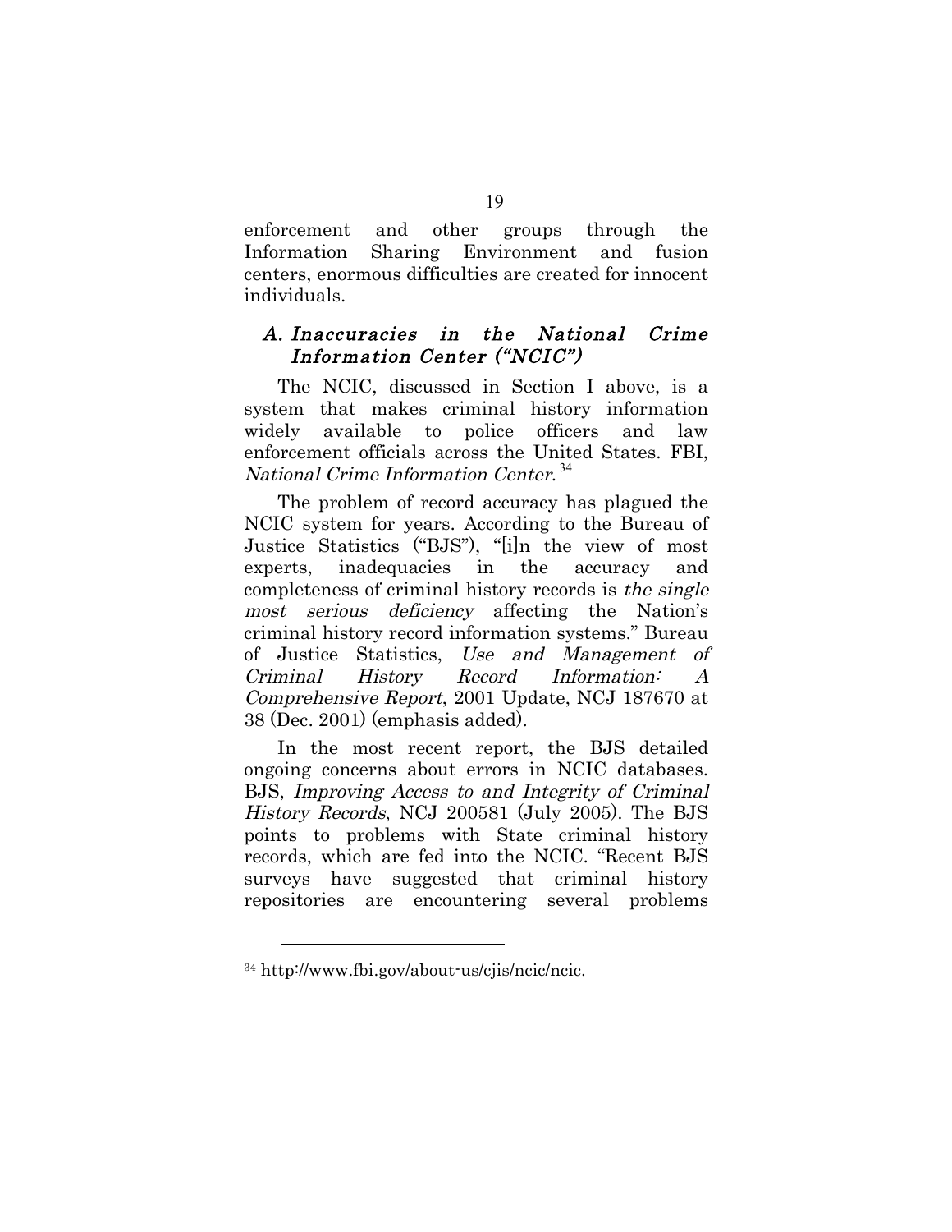enforcement and other groups through the Information Sharing Environment and fusion centers, enormous difficulties are created for innocent individuals.

### *A. Inaccuracies in the National Crime Information Center ("NCIC")*

The NCIC, discussed in Section I above, is a system that makes criminal history information widely available to police officers and law enforcement officials across the United States. FBI, *National Crime Information Center*.[34]

The problem of record accuracy has plagued the NCIC system for years. According to the Bureau of Justice Statistics ("BJS"), "[i]n the view of most experts, inadequacies in the accuracy and completeness of criminal history records is *the single most serious deficiency* affecting the Nation's criminal history record information systems." Bureau of Justice Statistics, *Use and Management of Criminal History Record Information: A Comprehensive Report*, 2001 Update, NCJ 187670 at 38 (Dec. 2001) (emphasis added).

In the most recent report, the BJS detailed ongoing concerns about errors in NCIC databases. BJS, *Improving Access to and Integrity of Criminal History Records*, NCJ 200581 (July 2005). The BJS points to problems with State criminal history records, which are fed into the NCIC. "Recent BJS surveys have suggested that criminal history repositories are encountering several problems

---

[34] http://www.fbi.gov/about-us/cjis/ncic/ncic.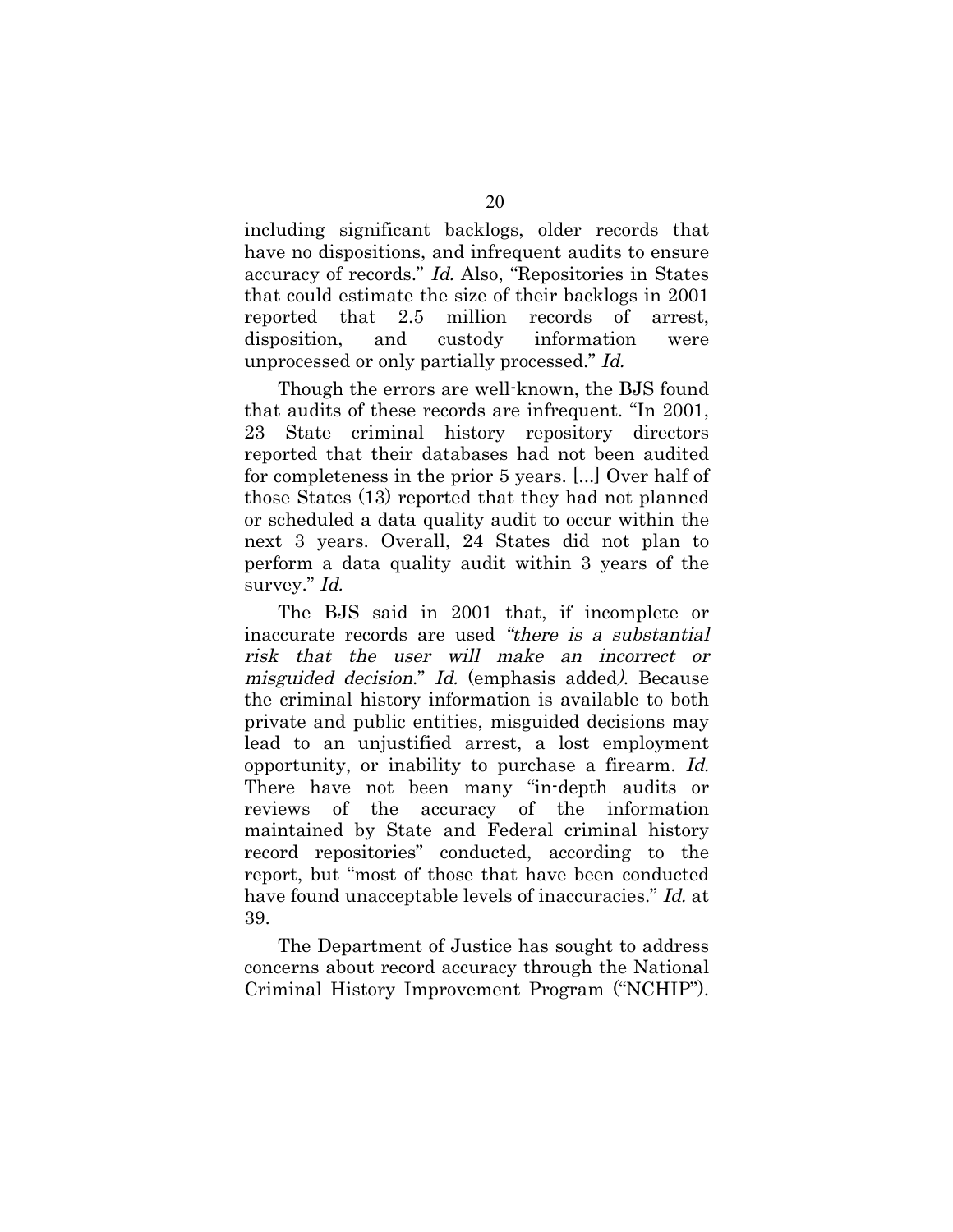including significant backlogs, older records that have no dispositions, and infrequent audits to ensure accuracy of records." *Id.* Also, "Repositories in States that could estimate the size of their backlogs in 2001 reported that 2.5 million records of arrest, disposition, and custody information were unprocessed or only partially processed." *Id.*

Though the errors are well-known, the BJS found that audits of these records are infrequent. "In 2001, 23 State criminal history repository directors reported that their databases had not been audited for completeness in the prior 5 years. [...] Over half of those States (13) reported that they had not planned or scheduled a data quality audit to occur within the next 3 years. Overall, 24 States did not plan to perform a data quality audit within 3 years of the survey." *Id.*

The BJS said in 2001 that, if incomplete or inaccurate records are used *"there is a substantial risk that the user will make an incorrect or misguided decision."* *Id.* (emphasis added). Because the criminal history information is available to both private and public entities, misguided decisions may lead to an unjustified arrest, a lost employment opportunity, or inability to purchase a firearm. *Id.* There have not been many "in-depth audits or reviews of the accuracy of the information maintained by State and Federal criminal history record repositories" conducted, according to the report, but "most of those that have been conducted have found unacceptable levels of inaccuracies." *Id.* at 39.

The Department of Justice has sought to address concerns about record accuracy through the National Criminal History Improvement Program ("NCHIP").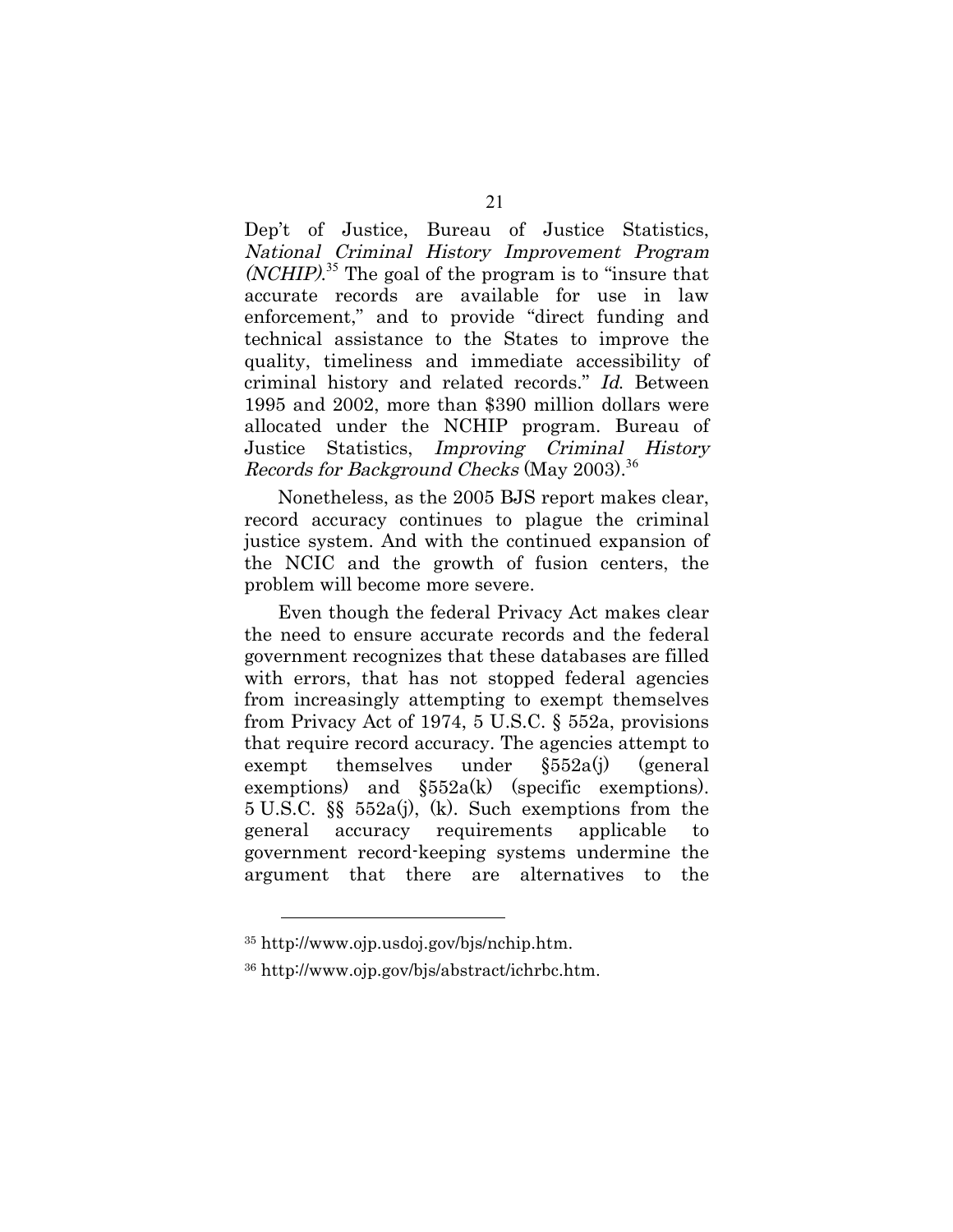Dep't of Justice, Bureau of Justice Statistics, *National Criminal History Improvement Program (NCHIP)*.[35] The goal of the program is to "insure that accurate records are available for use in law enforcement," and to provide "direct funding and technical assistance to the States to improve the quality, timeliness and immediate accessibility of criminal history and related records." *Id.* Between 1995 and 2002, more than $390 million dollars were allocated under the NCHIP program. Bureau of Justice Statistics, *Improving Criminal History Records for Background Checks* (May 2003).[36]

Nonetheless, as the 2005 BJS report makes clear, record accuracy continues to plague the criminal justice system. And with the continued expansion of the NCIC and the growth of fusion centers, the problem will become more severe.

Even though the federal Privacy Act makes clear the need to ensure accurate records and the federal government recognizes that these databases are filled with errors, that has not stopped federal agencies from increasingly attempting to exempt themselves from Privacy Act of 1974, 5 U.S.C. § 552a, provisions that require record accuracy. The agencies attempt to exempt themselves under §552a(j) (general exemptions) and §552a(k) (specific exemptions). 5 U.S.C. §§ 552a(j), (k). Such exemptions from the general accuracy requirements applicable to government record-keeping systems undermine the argument that there are alternatives to the

---

[35] http://www.ojp.usdoj.gov/bjs/nchip.htm.

[36] http://www.ojp.gov/bjs/abstract/ichrbc.htm.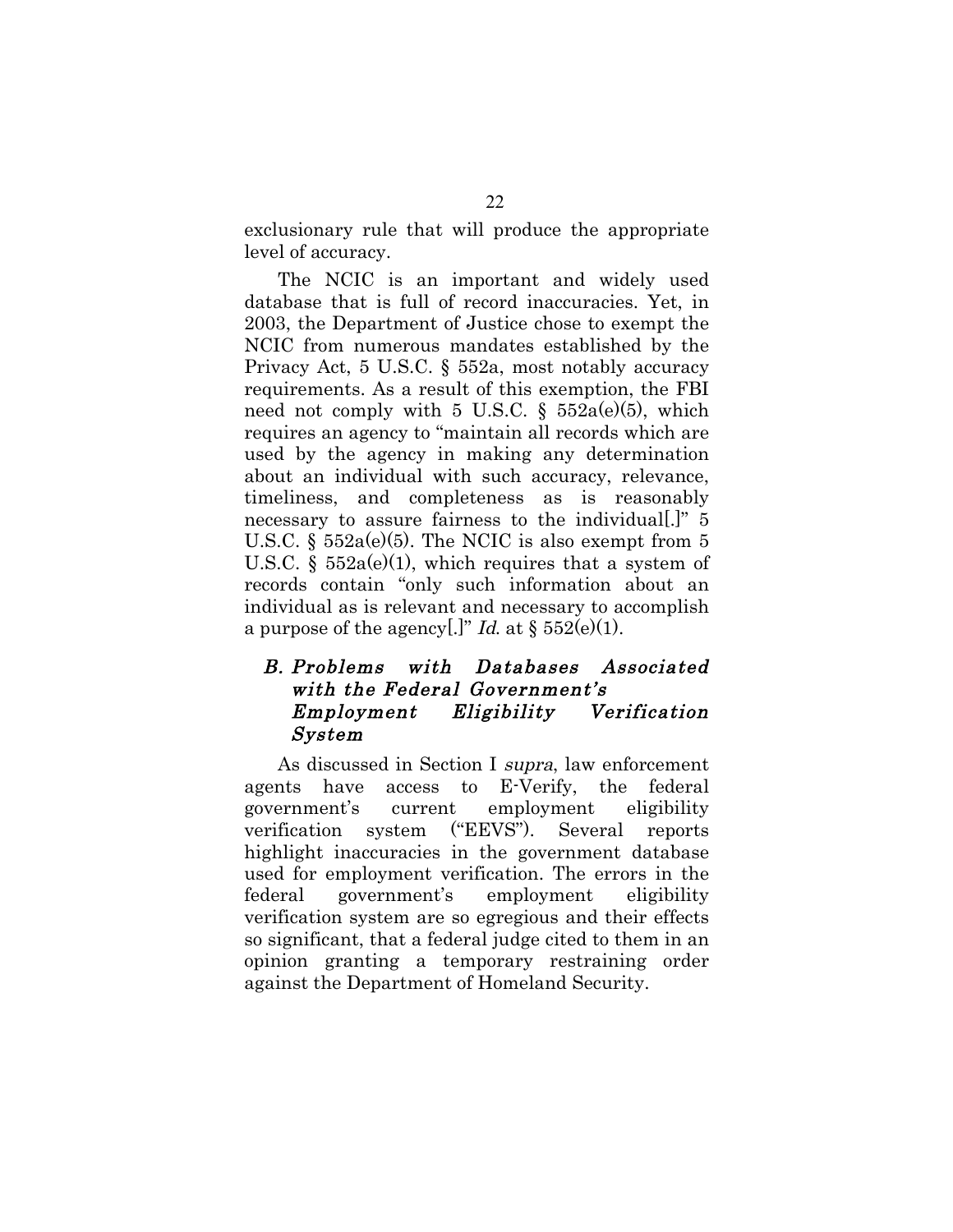exclusionary rule that will produce the appropriate level of accuracy.

The NCIC is an important and widely used database that is full of record inaccuracies. Yet, in 2003, the Department of Justice chose to exempt the NCIC from numerous mandates established by the Privacy Act, 5 U.S.C. § 552a, most notably accuracy requirements. As a result of this exemption, the FBI need not comply with 5 U.S.C. § 552a(e)(5), which requires an agency to "maintain all records which are used by the agency in making any determination about an individual with such accuracy, relevance, timeliness, and completeness as is reasonably necessary to assure fairness to the individual[.]" 5 U.S.C. § 552a(e)(5). The NCIC is also exempt from 5 U.S.C. § 552a(e)(1), which requires that a system of records contain "only such information about an individual as is relevant and necessary to accomplish a purpose of the agency[.]" *Id.* at § 552(e)(1).

### *B. Problems with Databases Associated with the Federal Government's Employment Eligibility Verification System*

As discussed in Section I *supra*, law enforcement agents have access to E-Verify, the federal government's current employment eligibility verification system ("EEVS"). Several reports highlight inaccuracies in the government database used for employment verification. The errors in the federal government's employment eligibility verification system are so egregious and their effects so significant, that a federal judge cited to them in an opinion granting a temporary restraining order against the Department of Homeland Security.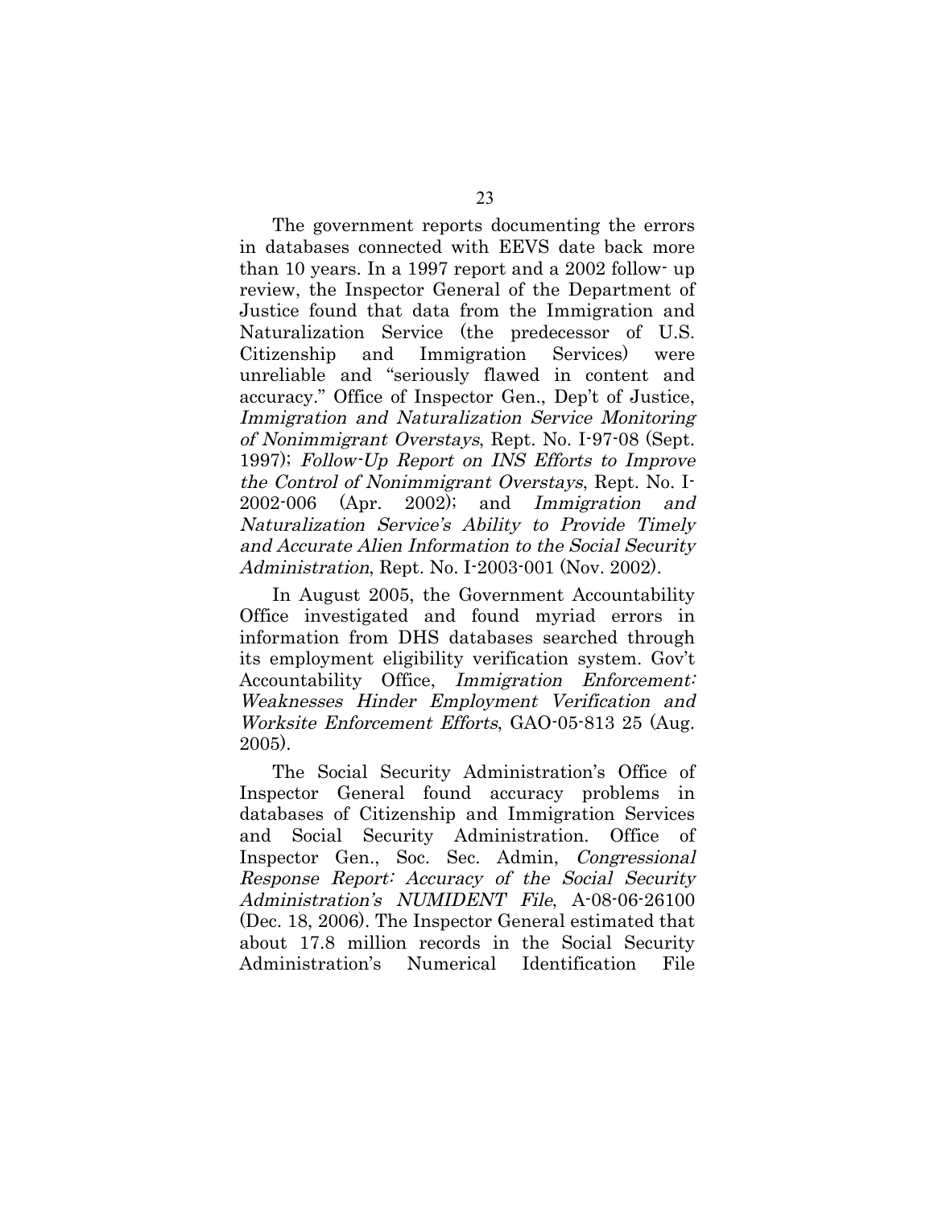The government reports documenting the errors in databases connected with EEVS date back more than 10 years. In a 1997 report and a 2002 follow- up review, the Inspector General of the Department of Justice found that data from the Immigration and Naturalization Service (the predecessor of U.S. Citizenship and Immigration Services) were unreliable and "seriously flawed in content and accuracy." Office of Inspector Gen., Dep't of Justice, *Immigration and Naturalization Service Monitoring of Nonimmigrant Overstays*, Rept. No. I-97-08 (Sept. 1997); *Follow-Up Report on INS Efforts to Improve the Control of Nonimmigrant Overstays*, Rept. No. I-2002-006 (Apr. 2002); and *Immigration and Naturalization Service's Ability to Provide Timely and Accurate Alien Information to the Social Security Administration*, Rept. No. I-2003-001 (Nov. 2002).

In August 2005, the Government Accountability Office investigated and found myriad errors in information from DHS databases searched through its employment eligibility verification system. Gov't Accountability Office, *Immigration Enforcement: Weaknesses Hinder Employment Verification and Worksite Enforcement Efforts*, GAO-05-813 25 (Aug. 2005).

The Social Security Administration's Office of Inspector General found accuracy problems in databases of Citizenship and Immigration Services and Social Security Administration. Office of Inspector Gen., Soc. Sec. Admin, *Congressional Response Report: Accuracy of the Social Security Administration's NUMIDENT File*, A-08-06-26100 (Dec. 18, 2006). The Inspector General estimated that about 17.8 million records in the Social Security Administration's Numerical Identification File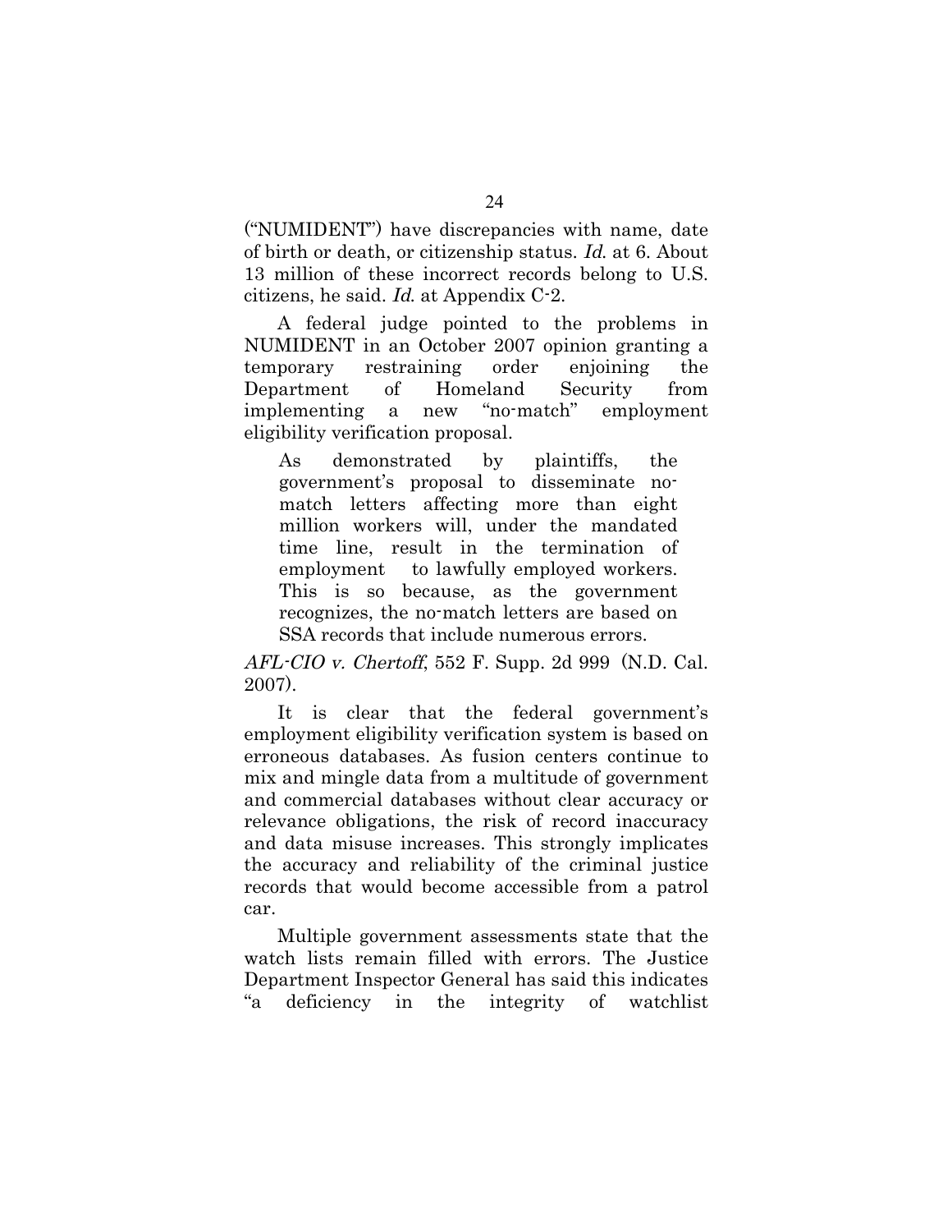("NUMIDENT") have discrepancies with name, date of birth or death, or citizenship status. *Id.* at 6. About 13 million of these incorrect records belong to U.S. citizens, he said. *Id.* at Appendix C-2.

A federal judge pointed to the problems in NUMIDENT in an October 2007 opinion granting a temporary restraining order enjoining the Department of Homeland Security from implementing a new "no-match" employment eligibility verification proposal.

> As demonstrated by plaintiffs, the government's proposal to disseminate no-match letters affecting more than eight million workers will, under the mandated time line, result in the termination of employment to lawfully employed workers. This is so because, as the government recognizes, the no-match letters are based on SSA records that include numerous errors.

*AFL-CIO v. Chertoff*, 552 F. Supp. 2d 999 (N.D. Cal. 2007).

It is clear that the federal government's employment eligibility verification system is based on erroneous databases. As fusion centers continue to mix and mingle data from a multitude of government and commercial databases without clear accuracy or relevance obligations, the risk of record inaccuracy and data misuse increases. This strongly implicates the accuracy and reliability of the criminal justice records that would become accessible from a patrol car.

Multiple government assessments state that the watch lists remain filled with errors. The Justice Department Inspector General has said this indicates "a deficiency in the integrity of watchlist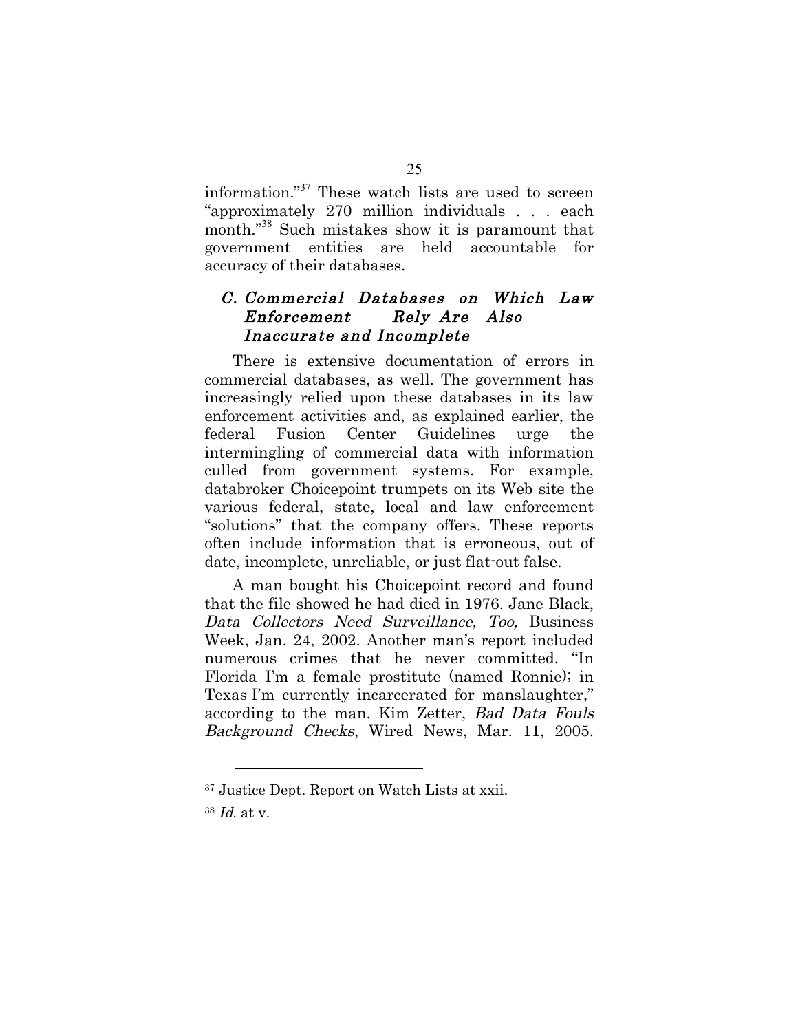information."[37] These watch lists are used to screen "approximately 270 million individuals . . . each month."[38] Such mistakes show it is paramount that government entities are held accountable for accuracy of their databases.

### *C. Commercial Databases on Which Law Enforcement Rely Are Also Inaccurate and Incomplete*

There is extensive documentation of errors in commercial databases, as well. The government has increasingly relied upon these databases in its law enforcement activities and, as explained earlier, the federal Fusion Center Guidelines urge the intermingling of commercial data with information culled from government systems. For example, databroker Choicepoint trumpets on its Web site the various federal, state, local and law enforcement "solutions" that the company offers. These reports often include information that is erroneous, out of date, incomplete, unreliable, or just flat-out false.

A man bought his Choicepoint record and found that the file showed he had died in 1976. Jane Black, *Data Collectors Need Surveillance, Too,* Business Week, Jan. 24, 2002. Another man's report included numerous crimes that he never committed. "In Florida I'm a female prostitute (named Ronnie); in Texas I'm currently incarcerated for manslaughter," according to the man. Kim Zetter, *Bad Data Fouls Background Checks*, Wired News, Mar. 11, 2005.

---

[37] Justice Dept. Report on Watch Lists at xxii.

[38] *Id.* at v.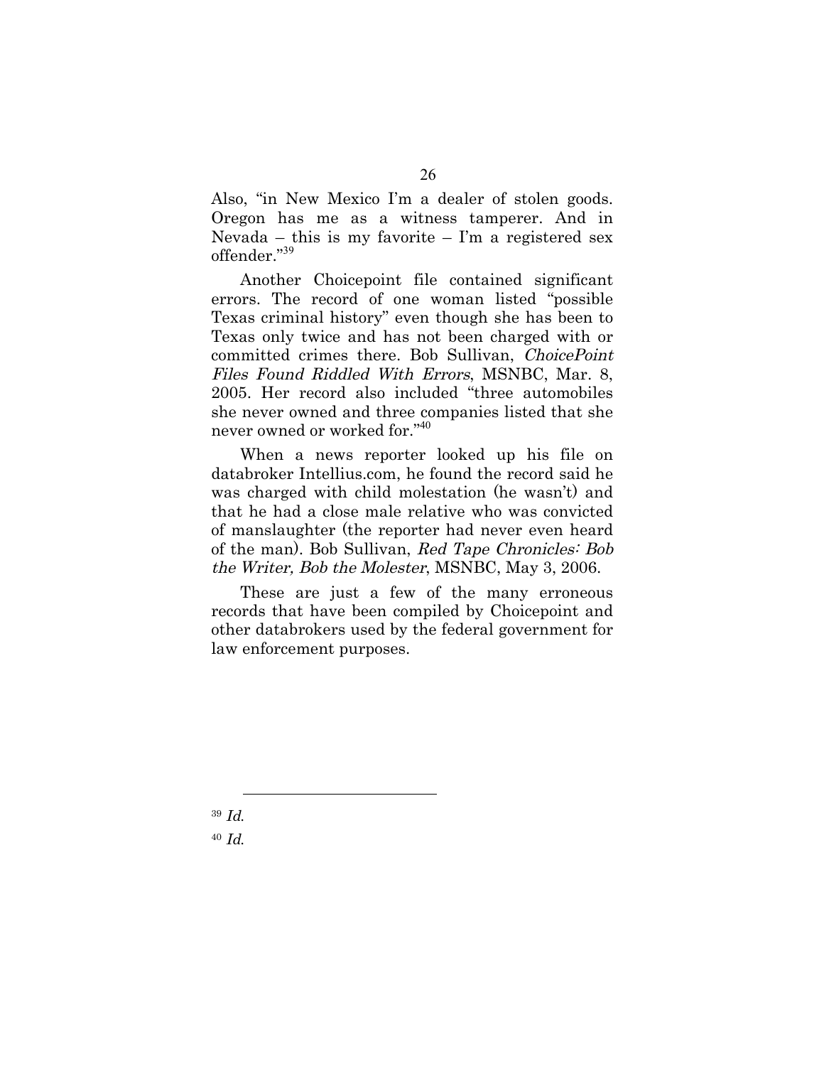Also, "in New Mexico I'm a dealer of stolen goods. Oregon has me as a witness tamperer. And in Nevada – this is my favorite – I'm a registered sex offender."[39]

Another Choicepoint file contained significant errors. The record of one woman listed "possible Texas criminal history" even though she has been to Texas only twice and has not been charged with or committed crimes there. Bob Sullivan, *ChoicePoint Files Found Riddled With Errors*, MSNBC, Mar. 8, 2005. Her record also included "three automobiles she never owned and three companies listed that she never owned or worked for."[40]

When a news reporter looked up his file on databroker Intellius.com, he found the record said he was charged with child molestation (he wasn't) and that he had a close male relative who was convicted of manslaughter (the reporter had never even heard of the man). Bob Sullivan, *Red Tape Chronicles: Bob the Writer, Bob the Molester*, MSNBC, May 3, 2006.

These are just a few of the many erroneous records that have been compiled by Choicepoint and other databrokers used by the federal government for law enforcement purposes.

---

[39] *Id.*

[40] *Id.*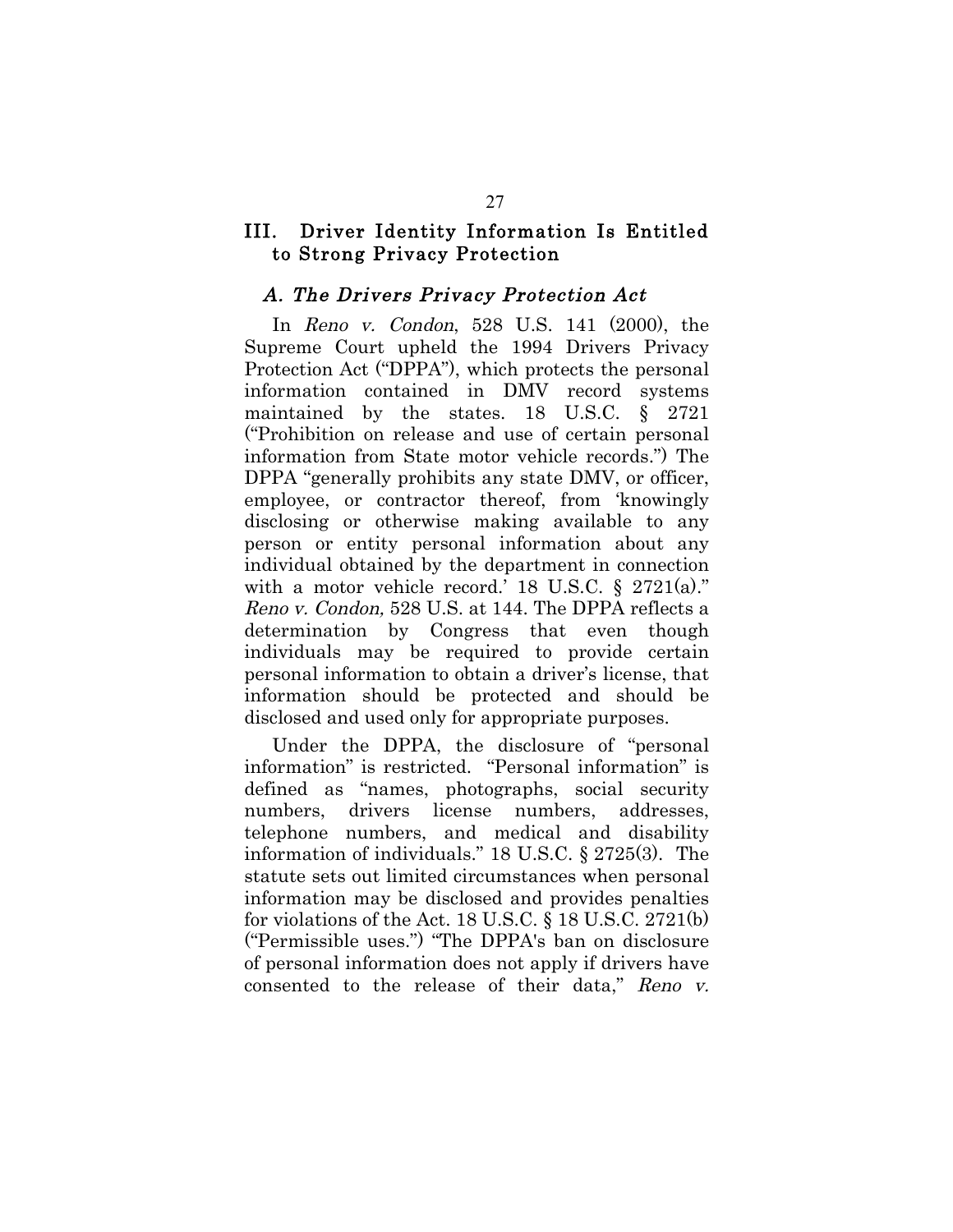## III. Driver Identity Information Is Entitled to Strong Privacy Protection

### *A. The Drivers Privacy Protection Act*

In *Reno v. Condon*, 528 U.S. 141 (2000), the Supreme Court upheld the 1994 Drivers Privacy Protection Act ("DPPA"), which protects the personal information contained in DMV record systems maintained by the states. 18 U.S.C. § 2721 ("Prohibition on release and use of certain personal information from State motor vehicle records.") The DPPA "generally prohibits any state DMV, or officer, employee, or contractor thereof, from 'knowingly disclosing or otherwise making available to any person or entity personal information about any individual obtained by the department in connection with a motor vehicle record.' 18 U.S.C. § 2721(a)." *Reno v. Condon,* 528 U.S. at 144. The DPPA reflects a determination by Congress that even though individuals may be required to provide certain personal information to obtain a driver's license, that information should be protected and should be disclosed and used only for appropriate purposes.

Under the DPPA, the disclosure of "personal information" is restricted. "Personal information" is defined as "names, photographs, social security numbers, drivers license numbers, addresses, telephone numbers, and medical and disability information of individuals." 18 U.S.C. § 2725(3). The statute sets out limited circumstances when personal information may be disclosed and provides penalties for violations of the Act. 18 U.S.C. § 18 U.S.C. 2721(b) ("Permissible uses.") "The DPPA's ban on disclosure of personal information does not apply if drivers have consented to the release of their data," *Reno v.*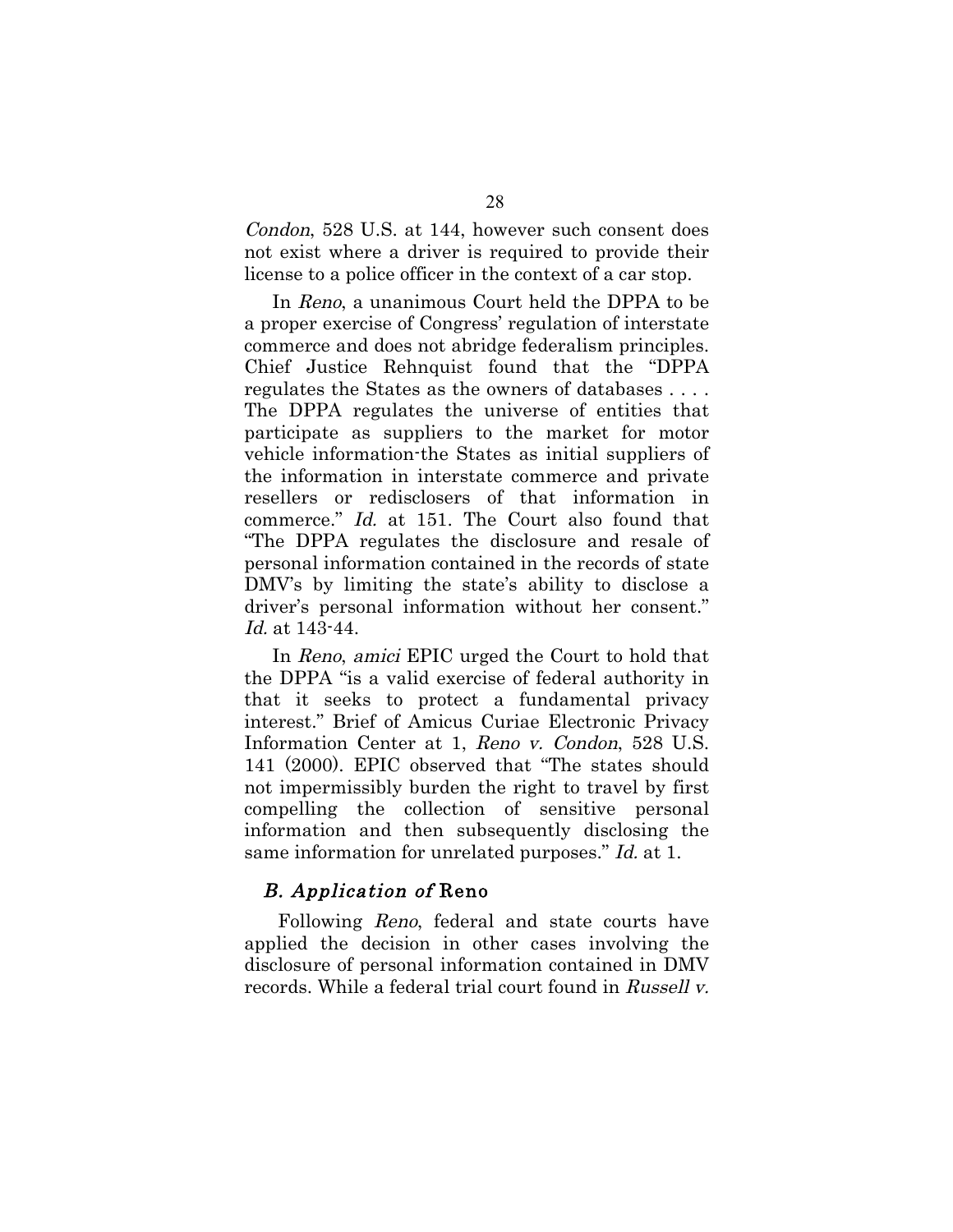*Condon*, 528 U.S. at 144, however such consent does not exist where a driver is required to provide their license to a police officer in the context of a car stop.

In *Reno*, a unanimous Court held the DPPA to be a proper exercise of Congress' regulation of interstate commerce and does not abridge federalism principles. Chief Justice Rehnquist found that the "DPPA regulates the States as the owners of databases . . . . The DPPA regulates the universe of entities that participate as suppliers to the market for motor vehicle information-the States as initial suppliers of the information in interstate commerce and private resellers or redisclosers of that information in commerce." *Id.* at 151. The Court also found that "The DPPA regulates the disclosure and resale of personal information contained in the records of state DMV's by limiting the state's ability to disclose a driver's personal information without her consent." *Id.* at 143-44.

In *Reno*, *amici* EPIC urged the Court to hold that the DPPA "is a valid exercise of federal authority in that it seeks to protect a fundamental privacy interest." Brief of Amicus Curiae Electronic Privacy Information Center at 1, *Reno v. Condon*, 528 U.S. 141 (2000). EPIC observed that "The states should not impermissibly burden the right to travel by first compelling the collection of sensitive personal information and then subsequently disclosing the same information for unrelated purposes." *Id.* at 1.

### *B. Application of* Reno

Following *Reno*, federal and state courts have applied the decision in other cases involving the disclosure of personal information contained in DMV records. While a federal trial court found in *Russell v.*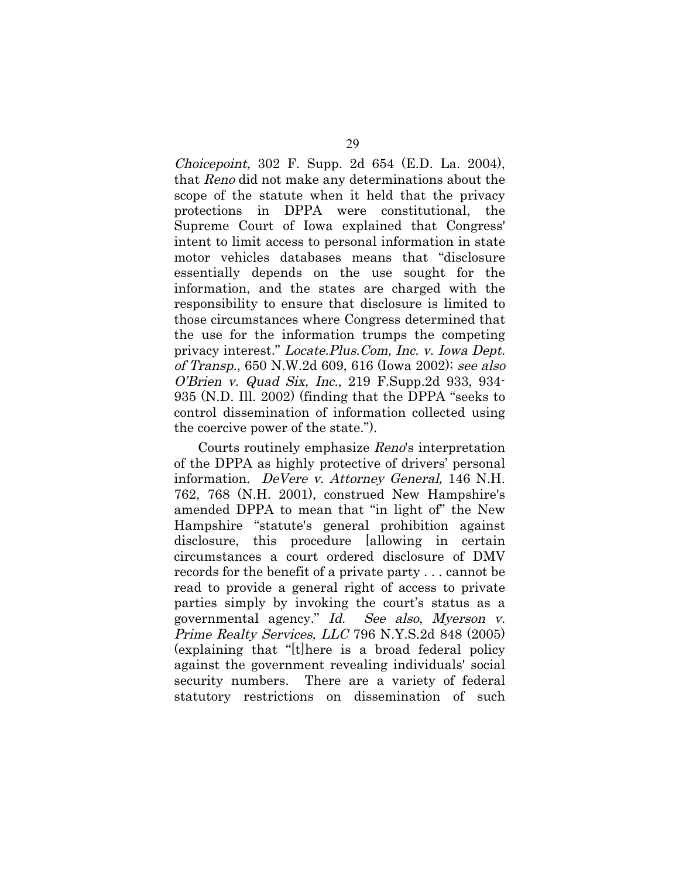*Choicepoint,* 302 F. Supp. 2d 654 (E.D. La. 2004), that *Reno* did not make any determinations about the scope of the statute when it held that the privacy protections in DPPA were constitutional, the Supreme Court of Iowa explained that Congress' intent to limit access to personal information in state motor vehicles databases means that "disclosure essentially depends on the use sought for the information, and the states are charged with the responsibility to ensure that disclosure is limited to those circumstances where Congress determined that the use for the information trumps the competing privacy interest." *Locate.Plus.Com, Inc. v. Iowa Dept. of Transp.*, 650 N.W.2d 609, 616 (Iowa 2002); *see also O'Brien v. Quad Six, Inc.*, 219 F.Supp.2d 933, 934-935 (N.D. Ill. 2002) (finding that the DPPA "seeks to control dissemination of information collected using the coercive power of the state.").

Courts routinely emphasize *Reno*'s interpretation of the DPPA as highly protective of drivers' personal information. *DeVere v. Attorney General,* 146 N.H. 762, 768 (N.H. 2001), construed New Hampshire's amended DPPA to mean that "in light of" the New Hampshire "statute's general prohibition against disclosure, this procedure [allowing in certain circumstances a court ordered disclosure of DMV records for the benefit of a private party . . . cannot be read to provide a general right of access to private parties simply by invoking the court's status as a governmental agency." *Id. See also*, *Myerson v. Prime Realty Services, LLC* 796 N.Y.S.2d 848 (2005) (explaining that "[t]here is a broad federal policy against the government revealing individuals' social security numbers. There are a variety of federal statutory restrictions on dissemination of such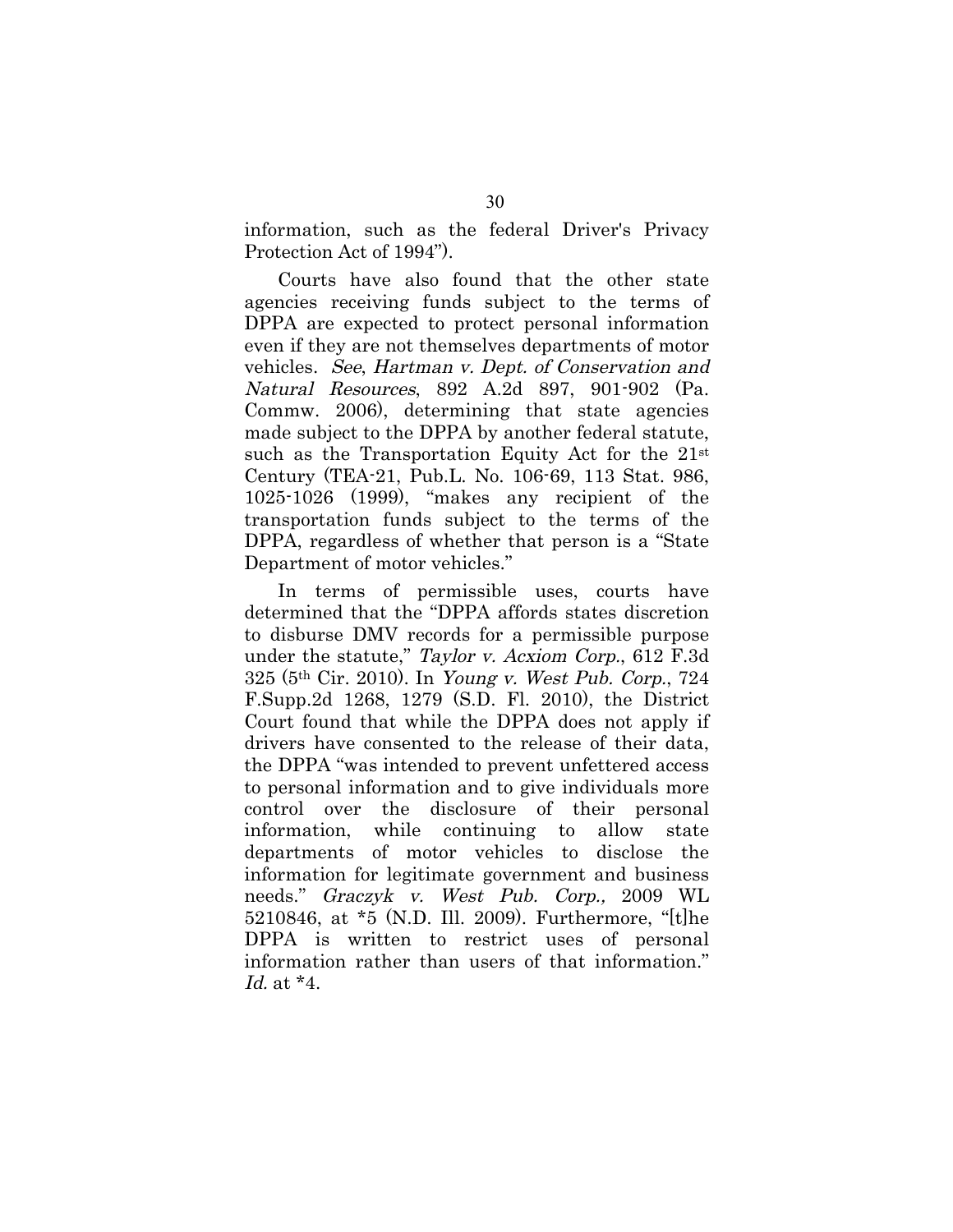information, such as the federal Driver's Privacy Protection Act of 1994").

Courts have also found that the other state agencies receiving funds subject to the terms of DPPA are expected to protect personal information even if they are not themselves departments of motor vehicles. *See*, *Hartman v. Dept. of Conservation and Natural Resources*, 892 A.2d 897, 901-902 (Pa. Commw. 2006), determining that state agencies made subject to the DPPA by another federal statute, such as the Transportation Equity Act for the 21st Century (TEA-21, Pub.L. No. 106-69, 113 Stat. 986, 1025-1026 (1999), "makes any recipient of the transportation funds subject to the terms of the DPPA, regardless of whether that person is a "State Department of motor vehicles."

In terms of permissible uses, courts have determined that the "DPPA affords states discretion to disburse DMV records for a permissible purpose under the statute," *Taylor v. Acxiom Corp.*, 612 F.3d 325 (5th Cir. 2010). In *Young v. West Pub. Corp.*, 724 F.Supp.2d 1268, 1279 (S.D. Fl. 2010), the District Court found that while the DPPA does not apply if drivers have consented to the release of their data, the DPPA "was intended to prevent unfettered access to personal information and to give individuals more control over the disclosure of their personal information, while continuing to allow state departments of motor vehicles to disclose the information for legitimate government and business needs." *Graczyk v. West Pub. Corp.,* 2009 WL 5210846, at *5 (N.D. Ill. 2009). Furthermore, "[t]he DPPA is written to restrict uses of personal information rather than users of that information." *Id.* at *4.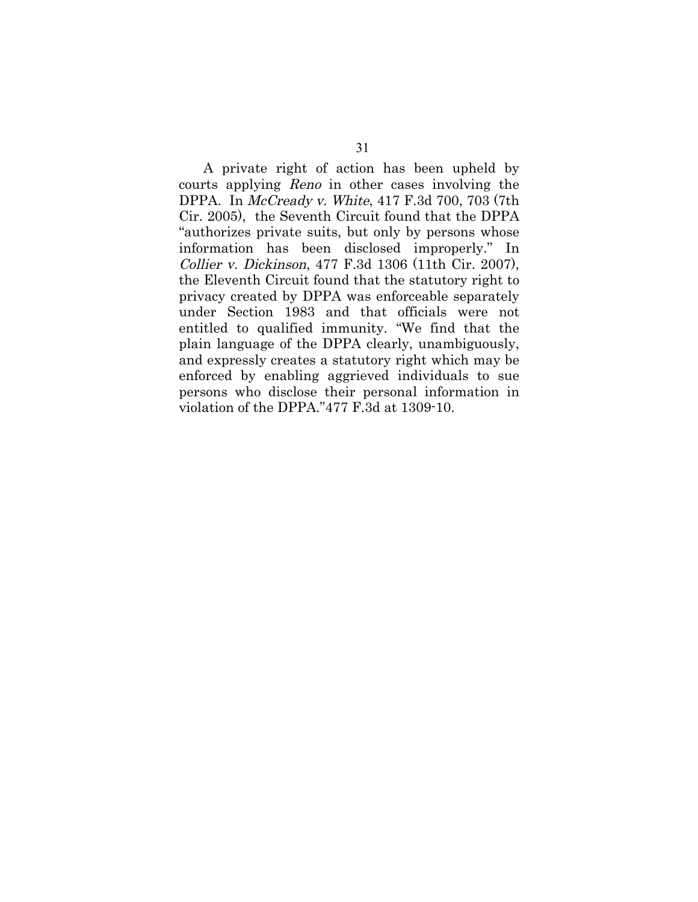A private right of action has been upheld by courts applying *Reno* in other cases involving the DPPA. In *McCready v. White*, 417 F.3d 700, 703 (7th Cir. 2005), the Seventh Circuit found that the DPPA "authorizes private suits, but only by persons whose information has been disclosed improperly." In *Collier v. Dickinson*, 477 F.3d 1306 (11th Cir. 2007), the Eleventh Circuit found that the statutory right to privacy created by DPPA was enforceable separately under Section 1983 and that officials were not entitled to qualified immunity. "We find that the plain language of the DPPA clearly, unambiguously, and expressly creates a statutory right which may be enforced by enabling aggrieved individuals to sue persons who disclose their personal information in violation of the DPPA."477 F.3d at 1309-10.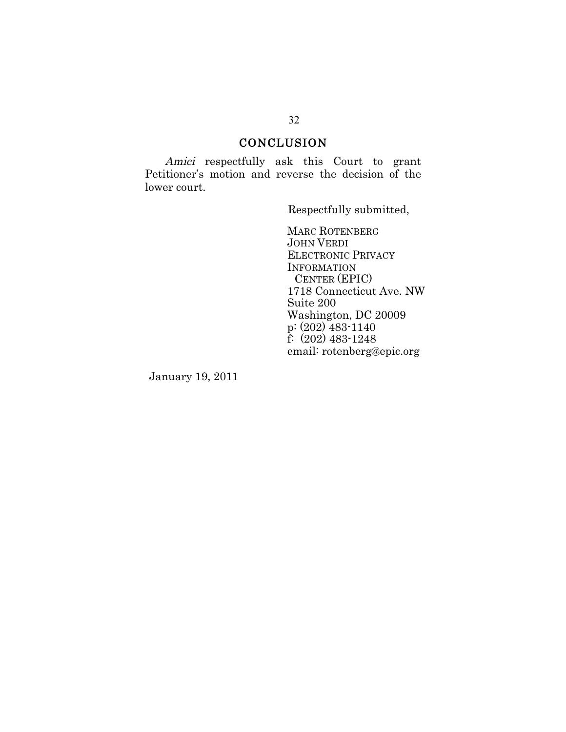## CONCLUSION

*Amici* respectfully ask this Court to grant Petitioner's motion and reverse the decision of the lower court.

Respectfully submitted,

MARC ROTENBERG
JOHN VERDI
ELECTRONIC PRIVACY INFORMATION CENTER (EPIC)
1718 Connecticut Ave. NW
Suite 200
Washington, DC 20009
p: (202) 483-1140
f: (202) 483-1248
email: rotenberg@epic.org

January 19, 2011